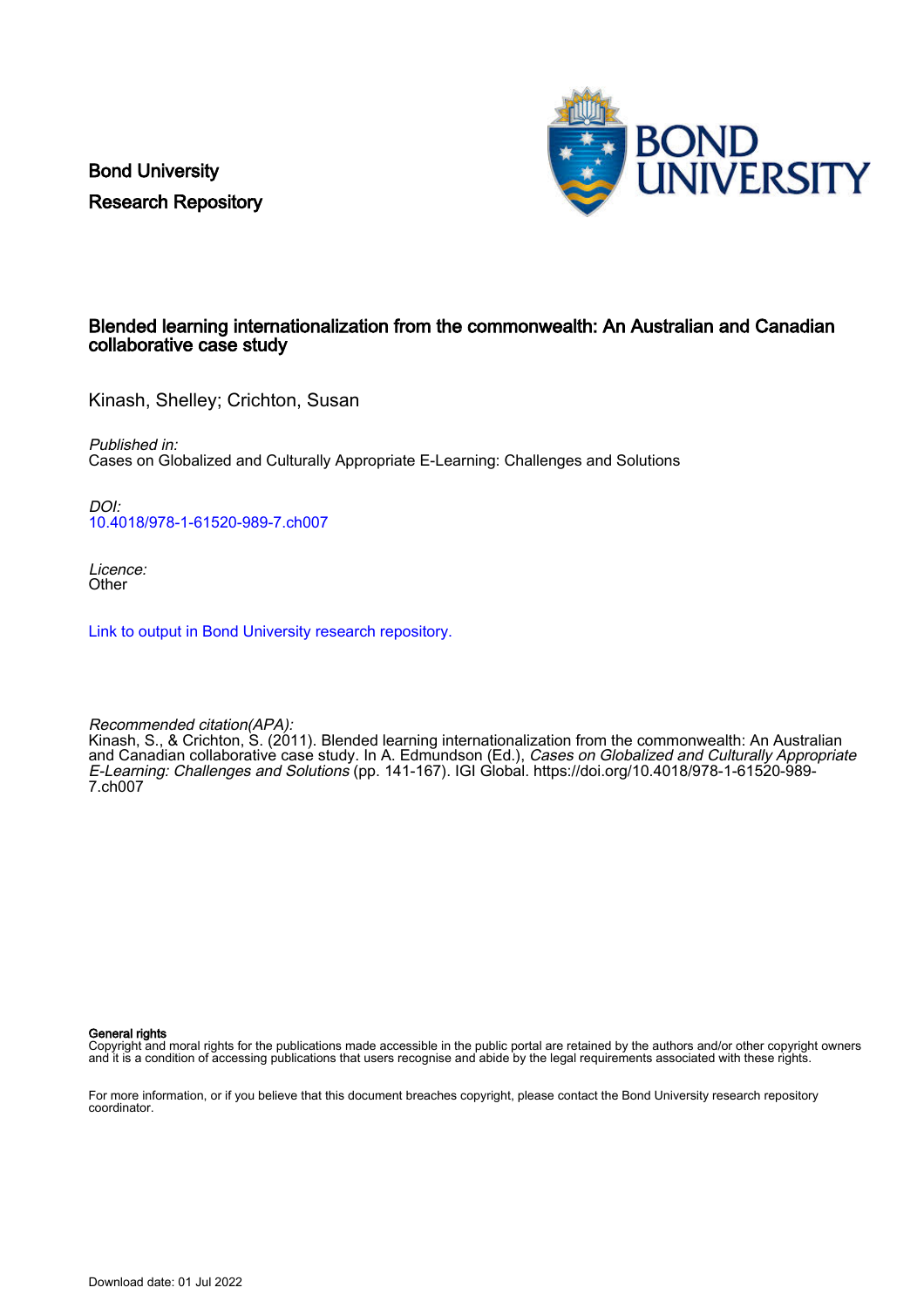Bond University
Research Repository

# Blended learning internationalization from the commonwealth: An Australian and Canadian collaborative case study

Kinash, Shelley; Crichton, Susan

*Published in:*
Cases on Globalized and Culturally Appropriate E-Learning: Challenges and Solutions

*DOI:*
10.4018/978-1-61520-989-7.ch007

*Licence:*
Other

Link to output in Bond University research repository.

*Recommended citation(APA):*
Kinash, S., & Crichton, S. (2011). Blended learning internationalization from the commonwealth: An Australian and Canadian collaborative case study. In A. Edmundson (Ed.), *Cases on Globalized and Culturally Appropriate E-Learning: Challenges and Solutions* (pp. 141-167). IGI Global. https://doi.org/10.4018/978-1-61520-989-7.ch007

**General rights**
Copyright and moral rights for the publications made accessible in the public portal are retained by the authors and/or other copyright owners and it is a condition of accessing publications that users recognise and abide by the legal requirements associated with these rights.

For more information, or if you believe that this document breaches copyright, please contact the Bond University research repository coordinator.

Download date: 01 Jul 2022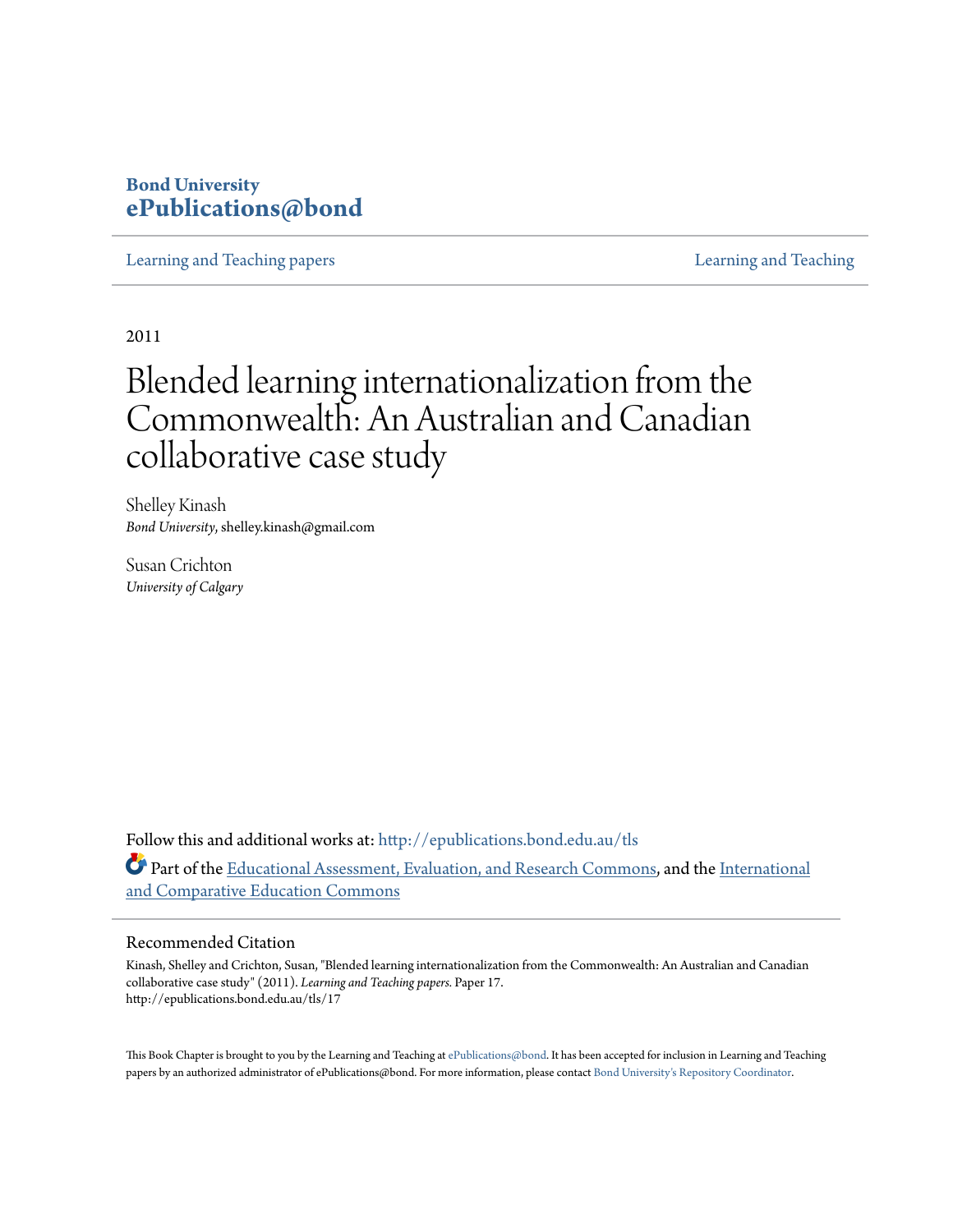# Bond University ePublications@bond

Learning and Teaching papers | Learning and Teaching

2011

# Blended learning internationalization from the Commonwealth: An Australian and Canadian collaborative case study

Shelley Kinash
*Bond University*, shelley.kinash@gmail.com

Susan Crichton
*University of Calgary*

Follow this and additional works at: http://epublications.bond.edu.au/tls

Part of the Educational Assessment, Evaluation, and Research Commons, and the International and Comparative Education Commons

## Recommended Citation

Kinash, Shelley and Crichton, Susan, "Blended learning internationalization from the Commonwealth: An Australian and Canadian collaborative case study" (2011). *Learning and Teaching papers.* Paper 17.
http://epublications.bond.edu.au/tls/17

This Book Chapter is brought to you by the Learning and Teaching at ePublications@bond. It has been accepted for inclusion in Learning and Teaching papers by an authorized administrator of ePublications@bond. For more information, please contact Bond University's Repository Coordinator.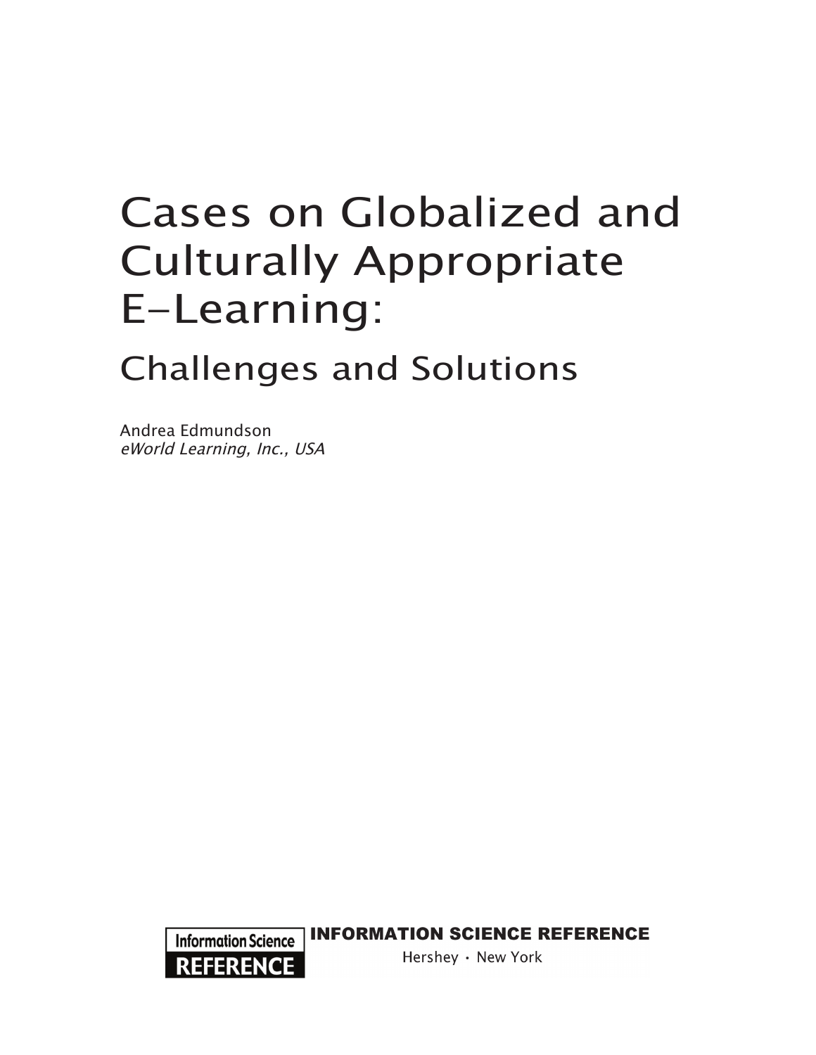# Cases on Globalized and Culturally Appropriate E-Learning:

## Challenges and Solutions

Andrea Edmundson
*eWorld Learning, Inc., USA*

Information Science REFERENCE

INFORMATION SCIENCE REFERENCE

Hershey · New York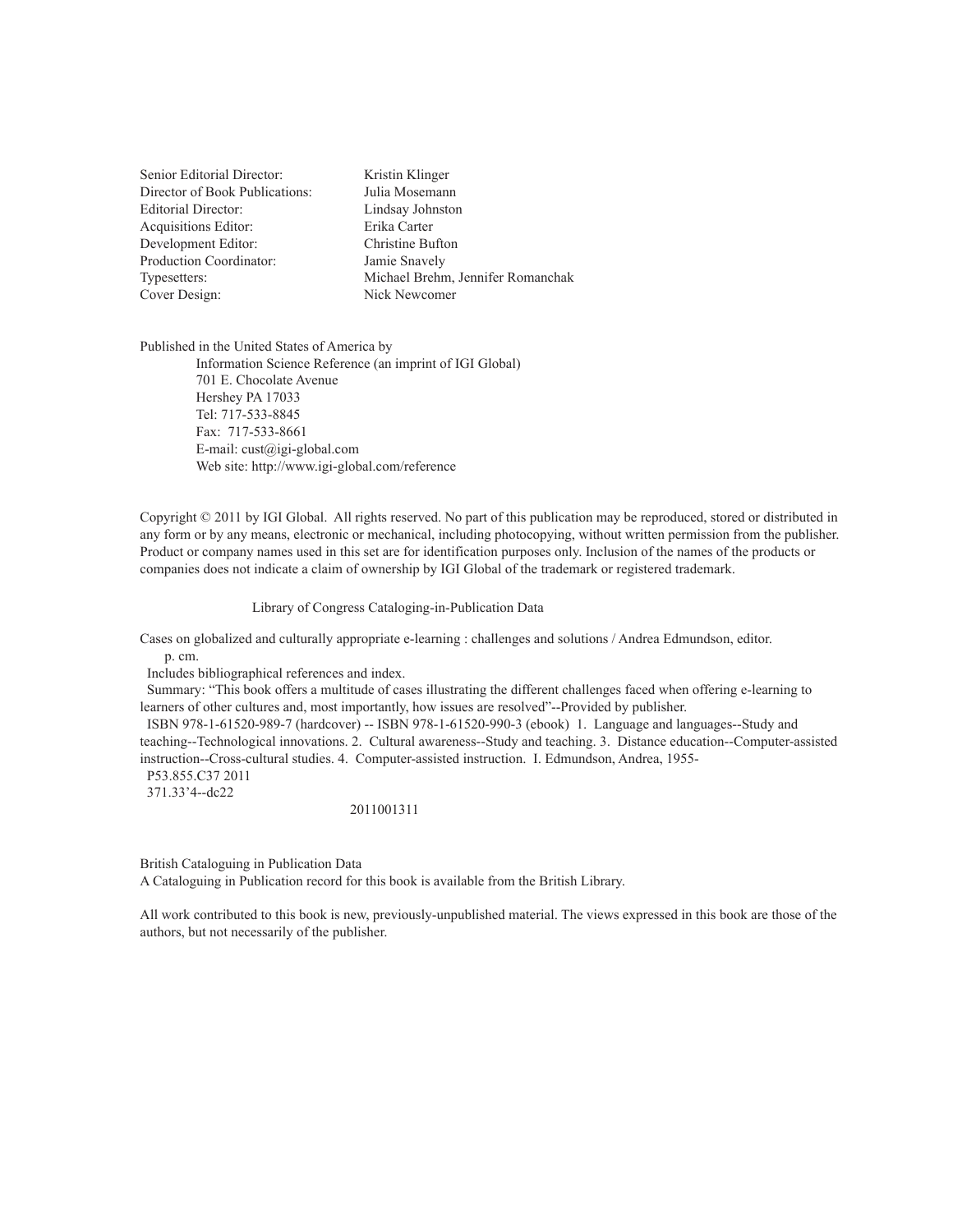| | |
|---|---|
| Senior Editorial Director: | Kristin Klinger |
| Director of Book Publications: | Julia Mosemann |
| Editorial Director: | Lindsay Johnston |
| Acquisitions Editor: | Erika Carter |
| Development Editor: | Christine Bufton |
| Production Coordinator: | Jamie Snavely |
| Typesetters: | Michael Brehm, Jennifer Romanchak |
| Cover Design: | Nick Newcomer |

Published in the United States of America by

Information Science Reference (an imprint of IGI Global)
701 E. Chocolate Avenue
Hershey PA 17033
Tel: 717-533-8845
Fax: 717-533-8661
E-mail: cust@igi-global.com
Web site: http://www.igi-global.com/reference

Copyright © 2011 by IGI Global. All rights reserved. No part of this publication may be reproduced, stored or distributed in any form or by any means, electronic or mechanical, including photocopying, without written permission from the publisher. Product or company names used in this set are for identification purposes only. Inclusion of the names of the products or companies does not indicate a claim of ownership by IGI Global of the trademark or registered trademark.

Library of Congress Cataloging-in-Publication Data

Cases on globalized and culturally appropriate e-learning : challenges and solutions / Andrea Edmundson, editor.
p. cm.
Includes bibliographical references and index.
Summary: "This book offers a multitude of cases illustrating the different challenges faced when offering e-learning to learners of other cultures and, most importantly, how issues are resolved"--Provided by publisher.
ISBN 978-1-61520-989-7 (hardcover) -- ISBN 978-1-61520-990-3 (ebook) 1. Language and languages--Study and teaching--Technological innovations. 2. Cultural awareness--Study and teaching. 3. Distance education--Computer-assisted instruction--Cross-cultural studies. 4. Computer-assisted instruction. I. Edmundson, Andrea, 1955-
P53.855.C37 2011
371.33'4--dc22

2011001311

British Cataloguing in Publication Data
A Cataloguing in Publication record for this book is available from the British Library.

All work contributed to this book is new, previously-unpublished material. The views expressed in this book are those of the authors, but not necessarily of the publisher.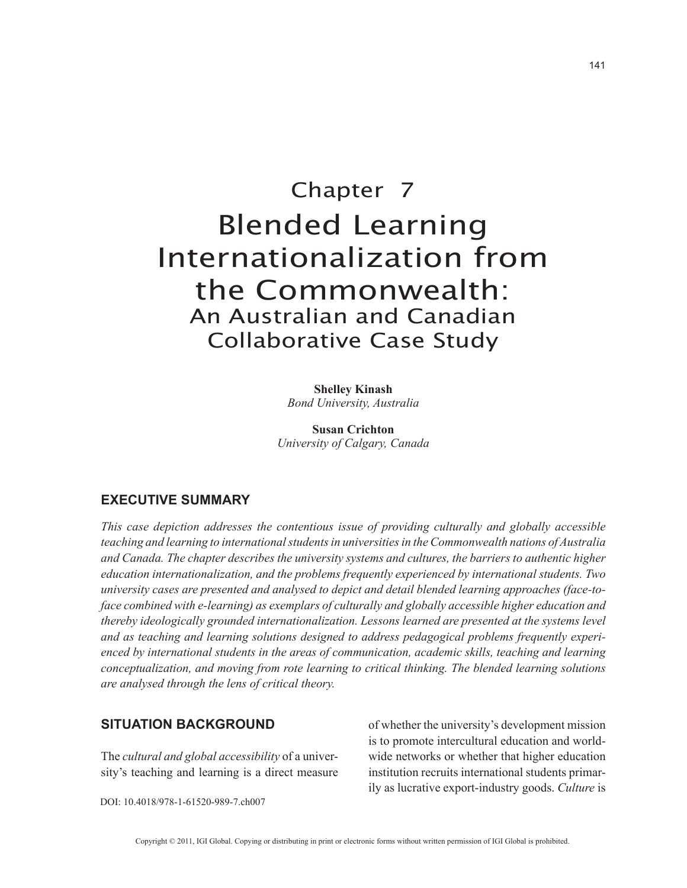# Chapter 7

# Blended Learning Internationalization from the Commonwealth:

## An Australian and Canadian Collaborative Case Study

**Shelley Kinash**
*Bond University, Australia*

**Susan Crichton**
*University of Calgary, Canada*

## EXECUTIVE SUMMARY

*This case depiction addresses the contentious issue of providing culturally and globally accessible teaching and learning to international students in universities in the Commonwealth nations of Australia and Canada. The chapter describes the university systems and cultures, the barriers to authentic higher education internationalization, and the problems frequently experienced by international students. Two university cases are presented and analysed to depict and detail blended learning approaches (face-to-face combined with e-learning) as exemplars of culturally and globally accessible higher education and thereby ideologically grounded internationalization. Lessons learned are presented at the systems level and as teaching and learning solutions designed to address pedagogical problems frequently experienced by international students in the areas of communication, academic skills, teaching and learning conceptualization, and moving from rote learning to critical thinking. The blended learning solutions are analysed through the lens of critical theory.*

## SITUATION BACKGROUND

The *cultural and global accessibility* of a university's teaching and learning is a direct measure of whether the university's development mission is to promote intercultural education and worldwide networks or whether that higher education institution recruits international students primarily as lucrative export-industry goods. *Culture* is

DOI: 10.4018/978-1-61520-989-7.ch007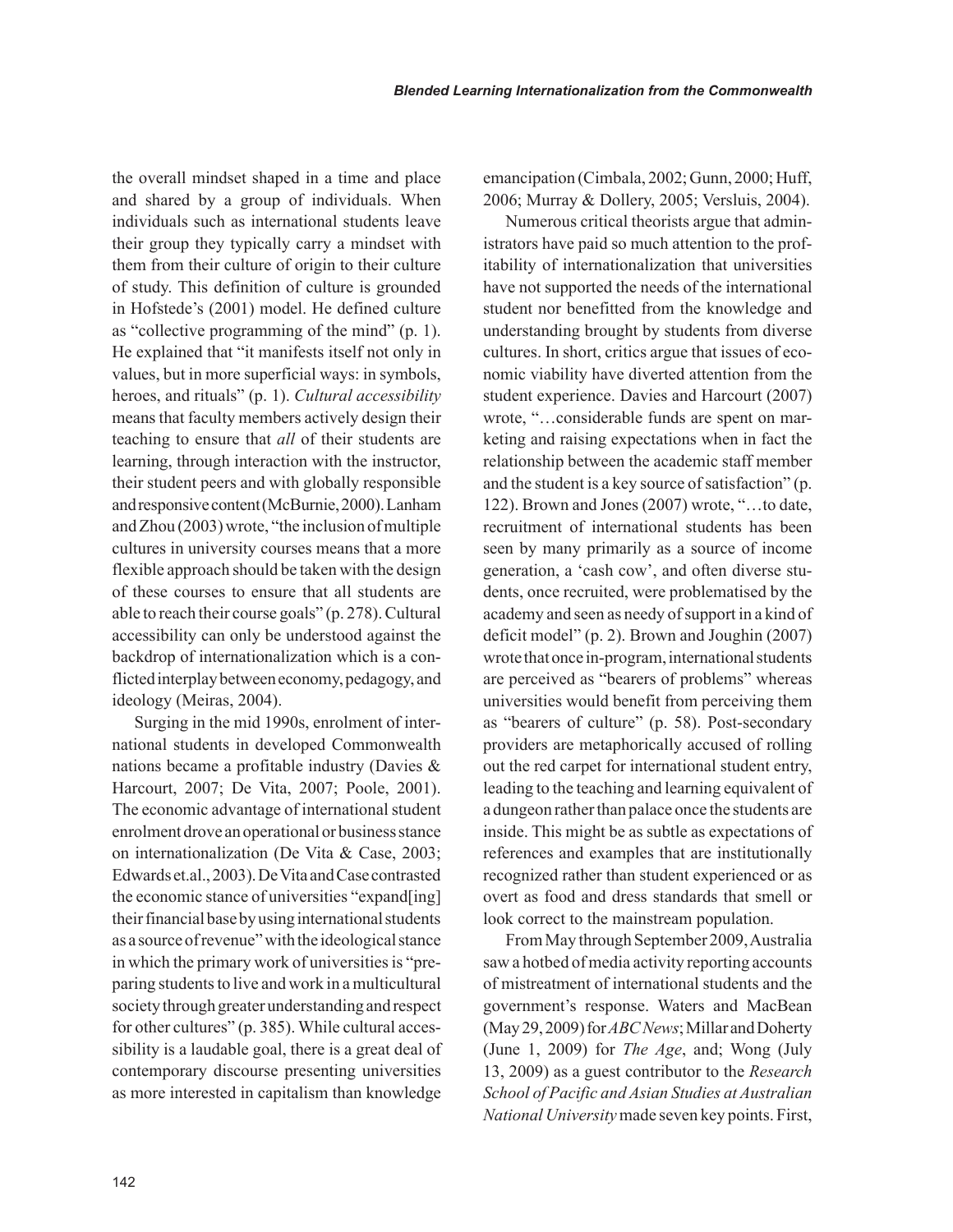the overall mindset shaped in a time and place and shared by a group of individuals. When individuals such as international students leave their group they typically carry a mindset with them from their culture of origin to their culture of study. This definition of culture is grounded in Hofstede's (2001) model. He defined culture as "collective programming of the mind" (p. 1). He explained that "it manifests itself not only in values, but in more superficial ways: in symbols, heroes, and rituals" (p. 1). *Cultural accessibility* means that faculty members actively design their teaching to ensure that *all* of their students are learning, through interaction with the instructor, their student peers and with globally responsible and responsive content (McBurnie, 2000). Lanham and Zhou (2003) wrote, "the inclusion of multiple cultures in university courses means that a more flexible approach should be taken with the design of these courses to ensure that all students are able to reach their course goals" (p. 278). Cultural accessibility can only be understood against the backdrop of internationalization which is a conflicted interplay between economy, pedagogy, and ideology (Meiras, 2004).

Surging in the mid 1990s, enrolment of international students in developed Commonwealth nations became a profitable industry (Davies & Harcourt, 2007; De Vita, 2007; Poole, 2001). The economic advantage of international student enrolment drove an operational or business stance on internationalization (De Vita & Case, 2003; Edwards et.al., 2003). De Vita and Case contrasted the economic stance of universities "expand[ing] their financial base by using international students as a source of revenue" with the ideological stance in which the primary work of universities is "preparing students to live and work in a multicultural society through greater understanding and respect for other cultures" (p. 385). While cultural accessibility is a laudable goal, there is a great deal of contemporary discourse presenting universities as more interested in capitalism than knowledge emancipation (Cimbala, 2002; Gunn, 2000; Huff, 2006; Murray & Dollery, 2005; Versluis, 2004).

Numerous critical theorists argue that administrators have paid so much attention to the profitability of internationalization that universities have not supported the needs of the international student nor benefitted from the knowledge and understanding brought by students from diverse cultures. In short, critics argue that issues of economic viability have diverted attention from the student experience. Davies and Harcourt (2007) wrote, "…considerable funds are spent on marketing and raising expectations when in fact the relationship between the academic staff member and the student is a key source of satisfaction" (p. 122). Brown and Jones (2007) wrote, "…to date, recruitment of international students has been seen by many primarily as a source of income generation, a 'cash cow', and often diverse students, once recruited, were problematised by the academy and seen as needy of support in a kind of deficit model" (p. 2). Brown and Joughin (2007) wrote that once in-program, international students are perceived as "bearers of problems" whereas universities would benefit from perceiving them as "bearers of culture" (p. 58). Post-secondary providers are metaphorically accused of rolling out the red carpet for international student entry, leading to the teaching and learning equivalent of a dungeon rather than palace once the students are inside. This might be as subtle as expectations of references and examples that are institutionally recognized rather than student experienced or as overt as food and dress standards that smell or look correct to the mainstream population.

From May through September 2009, Australia saw a hotbed of media activity reporting accounts of mistreatment of international students and the government's response. Waters and MacBean (May 29, 2009) for *ABC News*; Millar and Doherty (June 1, 2009) for *The Age*, and; Wong (July 13, 2009) as a guest contributor to the *Research School of Pacific and Asian Studies at Australian National University* made seven key points. First,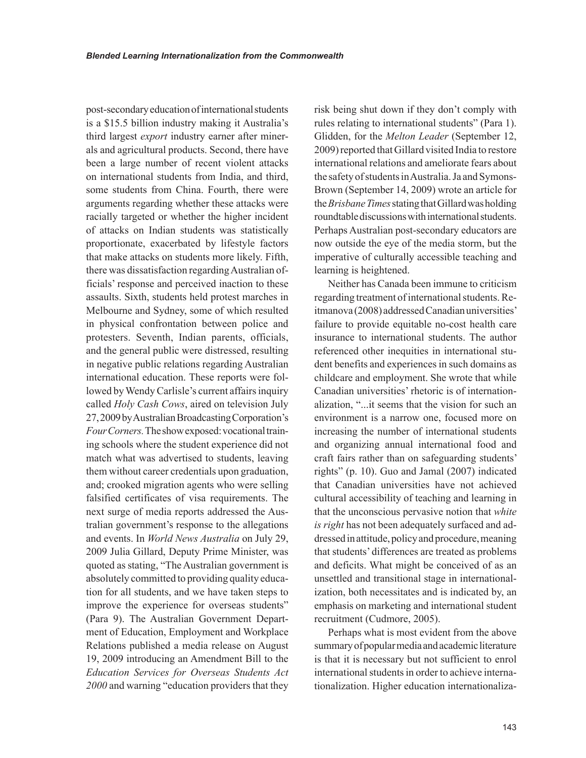post-secondary education of international students is a $15.5 billion industry making it Australia's third largest *export* industry earner after minerals and agricultural products. Second, there have been a large number of recent violent attacks on international students from India, and third, some students from China. Fourth, there were arguments regarding whether these attacks were racially targeted or whether the higher incident of attacks on Indian students was statistically proportionate, exacerbated by lifestyle factors that make attacks on students more likely. Fifth, there was dissatisfaction regarding Australian officials' response and perceived inaction to these assaults. Sixth, students held protest marches in Melbourne and Sydney, some of which resulted in physical confrontation between police and protesters. Seventh, Indian parents, officials, and the general public were distressed, resulting in negative public relations regarding Australian international education. These reports were followed by Wendy Carlisle's current affairs inquiry called *Holy Cash Cows*, aired on television July 27, 2009 by Australian Broadcasting Corporation's *Four Corners.* The show exposed: vocational training schools where the student experience did not match what was advertised to students, leaving them without career credentials upon graduation, and; crooked migration agents who were selling falsified certificates of visa requirements. The next surge of media reports addressed the Australian government's response to the allegations and events. In *World News Australia* on July 29, 2009 Julia Gillard, Deputy Prime Minister, was quoted as stating, "The Australian government is absolutely committed to providing quality education for all students, and we have taken steps to improve the experience for overseas students" (Para 9). The Australian Government Department of Education, Employment and Workplace Relations published a media release on August 19, 2009 introducing an Amendment Bill to the *Education Services for Overseas Students Act 2000* and warning "education providers that they risk being shut down if they don't comply with rules relating to international students" (Para 1). Glidden, for the *Melton Leader* (September 12, 2009) reported that Gillard visited India to restore international relations and ameliorate fears about the safety of students in Australia. Ja and Symons-Brown (September 14, 2009) wrote an article for the *Brisbane Times* stating that Gillard was holding roundtable discussions with international students. Perhaps Australian post-secondary educators are now outside the eye of the media storm, but the imperative of culturally accessible teaching and learning is heightened.

Neither has Canada been immune to criticism regarding treatment of international students. Reitmanova (2008) addressed Canadian universities' failure to provide equitable no-cost health care insurance to international students. The author referenced other inequities in international student benefits and experiences in such domains as childcare and employment. She wrote that while Canadian universities' rhetoric is of internationalization, "...it seems that the vision for such an environment is a narrow one, focused more on increasing the number of international students and organizing annual international food and craft fairs rather than on safeguarding students' rights" (p. 10). Guo and Jamal (2007) indicated that Canadian universities have not achieved cultural accessibility of teaching and learning in that the unconscious pervasive notion that *white is right* has not been adequately surfaced and addressed in attitude, policy and procedure, meaning that students' differences are treated as problems and deficits. What might be conceived of as an unsettled and transitional stage in internationalization, both necessitates and is indicated by, an emphasis on marketing and international student recruitment (Cudmore, 2005).

Perhaps what is most evident from the above summary of popular media and academic literature is that it is necessary but not sufficient to enrol international students in order to achieve internationalization. Higher education internationaliza-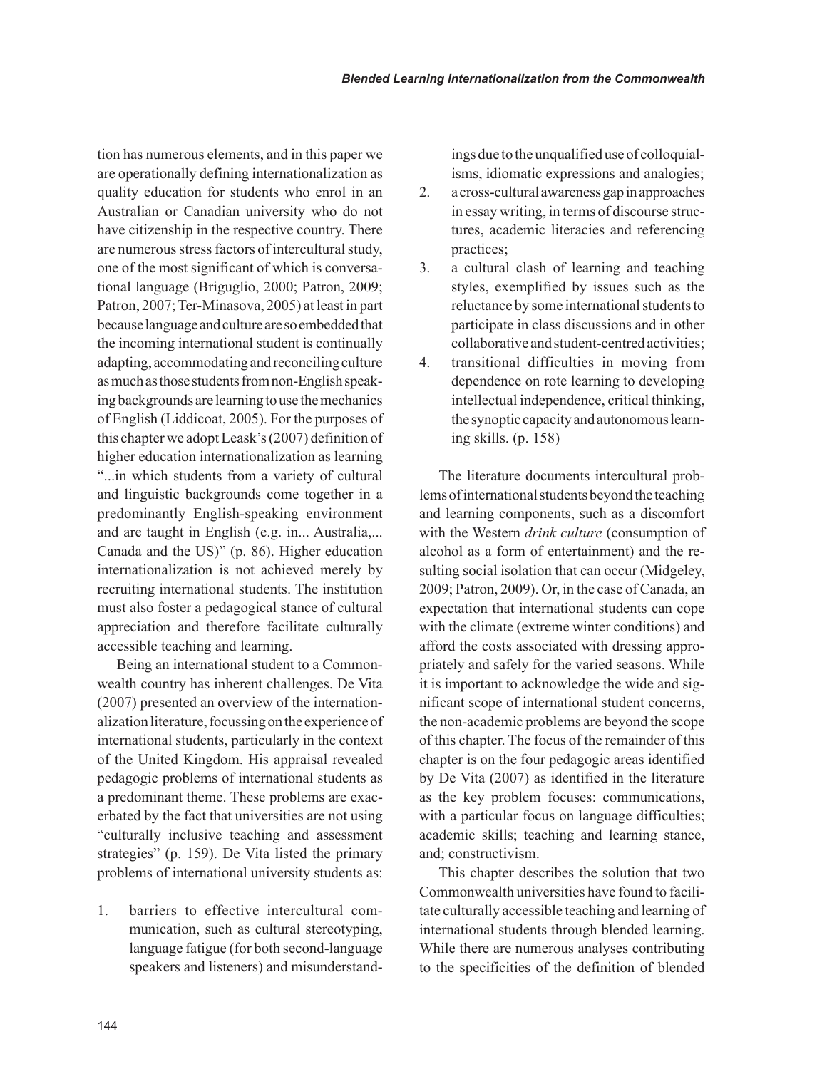tion has numerous elements, and in this paper we are operationally defining internationalization as quality education for students who enrol in an Australian or Canadian university who do not have citizenship in the respective country. There are numerous stress factors of intercultural study, one of the most significant of which is conversational language (Briguglio, 2000; Patron, 2009; Patron, 2007; Ter-Minasova, 2005) at least in part because language and culture are so embedded that the incoming international student is continually adapting, accommodating and reconciling culture as much as those students from non-English speaking backgrounds are learning to use the mechanics of English (Liddicoat, 2005). For the purposes of this chapter we adopt Leask's (2007) definition of higher education internationalization as learning "...in which students from a variety of cultural and linguistic backgrounds come together in a predominantly English-speaking environment and are taught in English (e.g. in... Australia,... Canada and the US)" (p. 86). Higher education internationalization is not achieved merely by recruiting international students. The institution must also foster a pedagogical stance of cultural appreciation and therefore facilitate culturally accessible teaching and learning.

Being an international student to a Commonwealth country has inherent challenges. De Vita (2007) presented an overview of the internationalization literature, focussing on the experience of international students, particularly in the context of the United Kingdom. His appraisal revealed pedagogic problems of international students as a predominant theme. These problems are exacerbated by the fact that universities are not using "culturally inclusive teaching and assessment strategies" (p. 159). De Vita listed the primary problems of international university students as:

1. barriers to effective intercultural communication, such as cultural stereotyping, language fatigue (for both second-language speakers and listeners) and misunderstandings due to the unqualified use of colloquialisms, idiomatic expressions and analogies;
2. a cross-cultural awareness gap in approaches in essay writing, in terms of discourse structures, academic literacies and referencing practices;
3. a cultural clash of learning and teaching styles, exemplified by issues such as the reluctance by some international students to participate in class discussions and in other collaborative and student-centred activities;
4. transitional difficulties in moving from dependence on rote learning to developing intellectual independence, critical thinking, the synoptic capacity and autonomous learning skills. (p. 158)

The literature documents intercultural problems of international students beyond the teaching and learning components, such as a discomfort with the Western *drink culture* (consumption of alcohol as a form of entertainment) and the resulting social isolation that can occur (Midgeley, 2009; Patron, 2009). Or, in the case of Canada, an expectation that international students can cope with the climate (extreme winter conditions) and afford the costs associated with dressing appropriately and safely for the varied seasons. While it is important to acknowledge the wide and significant scope of international student concerns, the non-academic problems are beyond the scope of this chapter. The focus of the remainder of this chapter is on the four pedagogic areas identified by De Vita (2007) as identified in the literature as the key problem focuses: communications, with a particular focus on language difficulties; academic skills; teaching and learning stance, and; constructivism.

This chapter describes the solution that two Commonwealth universities have found to facilitate culturally accessible teaching and learning of international students through blended learning. While there are numerous analyses contributing to the specificities of the definition of blended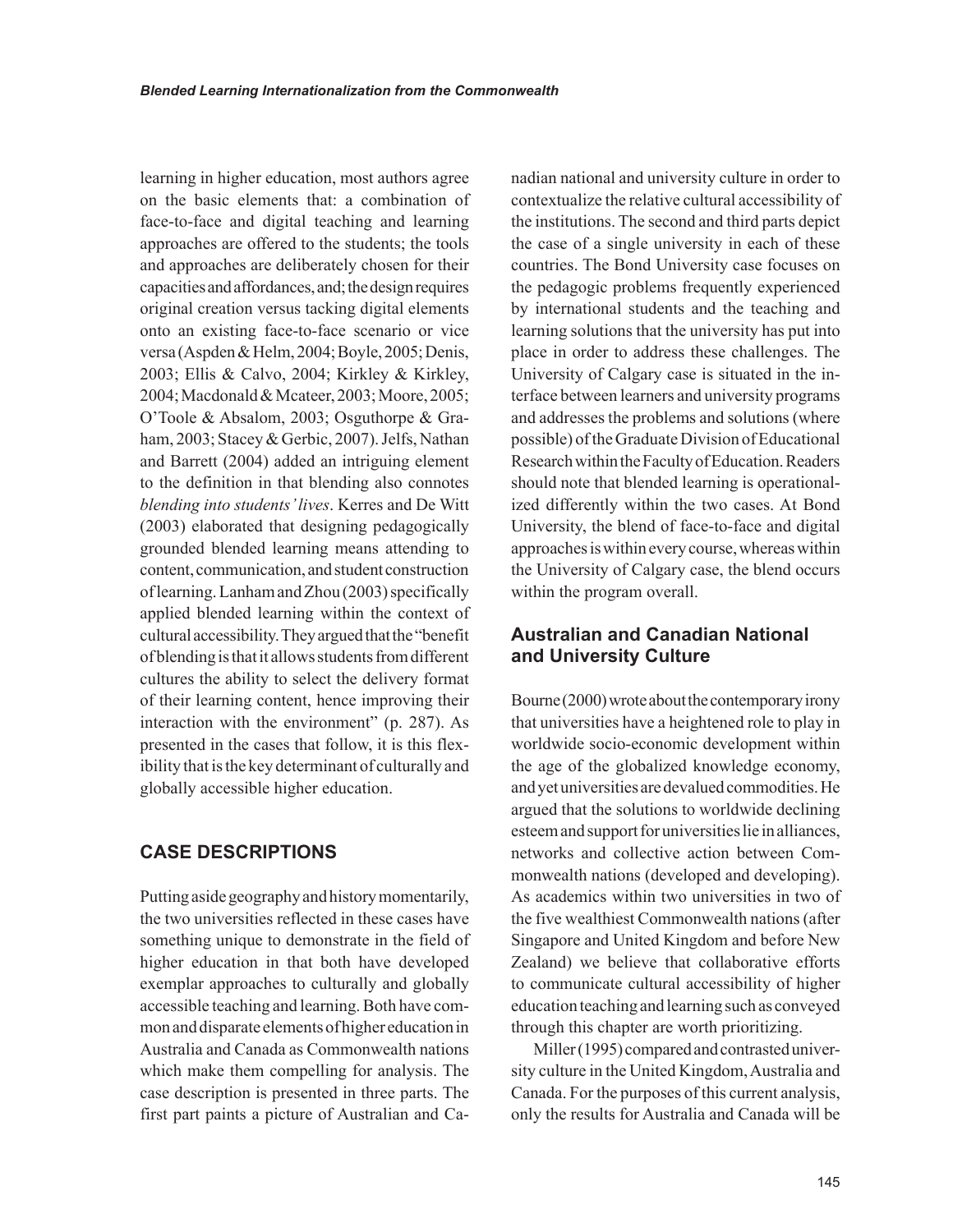learning in higher education, most authors agree on the basic elements that: a combination of face-to-face and digital teaching and learning approaches are offered to the students; the tools and approaches are deliberately chosen for their capacities and affordances, and; the design requires original creation versus tacking digital elements onto an existing face-to-face scenario or vice versa (Aspden & Helm, 2004; Boyle, 2005; Denis, 2003; Ellis & Calvo, 2004; Kirkley & Kirkley, 2004; Macdonald & Mcateer, 2003; Moore, 2005; O'Toole & Absalom, 2003; Osguthorpe & Graham, 2003; Stacey & Gerbic, 2007). Jelfs, Nathan and Barrett (2004) added an intriguing element to the definition in that blending also connotes *blending into students' lives*. Kerres and De Witt (2003) elaborated that designing pedagogically grounded blended learning means attending to content, communication, and student construction of learning. Lanham and Zhou (2003) specifically applied blended learning within the context of cultural accessibility. They argued that the "benefit of blending is that it allows students from different cultures the ability to select the delivery format of their learning content, hence improving their interaction with the environment" (p. 287). As presented in the cases that follow, it is this flexibility that is the key determinant of culturally and globally accessible higher education.

## CASE DESCRIPTIONS

Putting aside geography and history momentarily, the two universities reflected in these cases have something unique to demonstrate in the field of higher education in that both have developed exemplar approaches to culturally and globally accessible teaching and learning. Both have common and disparate elements of higher education in Australia and Canada as Commonwealth nations which make them compelling for analysis. The case description is presented in three parts. The first part paints a picture of Australian and Canadian national and university culture in order to contextualize the relative cultural accessibility of the institutions. The second and third parts depict the case of a single university in each of these countries. The Bond University case focuses on the pedagogic problems frequently experienced by international students and the teaching and learning solutions that the university has put into place in order to address these challenges. The University of Calgary case is situated in the interface between learners and university programs and addresses the problems and solutions (where possible) of the Graduate Division of Educational Research within the Faculty of Education. Readers should note that blended learning is operationalized differently within the two cases. At Bond University, the blend of face-to-face and digital approaches is within every course, whereas within the University of Calgary case, the blend occurs within the program overall.

### Australian and Canadian National and University Culture

Bourne (2000) wrote about the contemporary irony that universities have a heightened role to play in worldwide socio-economic development within the age of the globalized knowledge economy, and yet universities are devalued commodities. He argued that the solutions to worldwide declining esteem and support for universities lie in alliances, networks and collective action between Commonwealth nations (developed and developing). As academics within two universities in two of the five wealthiest Commonwealth nations (after Singapore and United Kingdom and before New Zealand) we believe that collaborative efforts to communicate cultural accessibility of higher education teaching and learning such as conveyed through this chapter are worth prioritizing.

Miller (1995) compared and contrasted university culture in the United Kingdom, Australia and Canada. For the purposes of this current analysis, only the results for Australia and Canada will be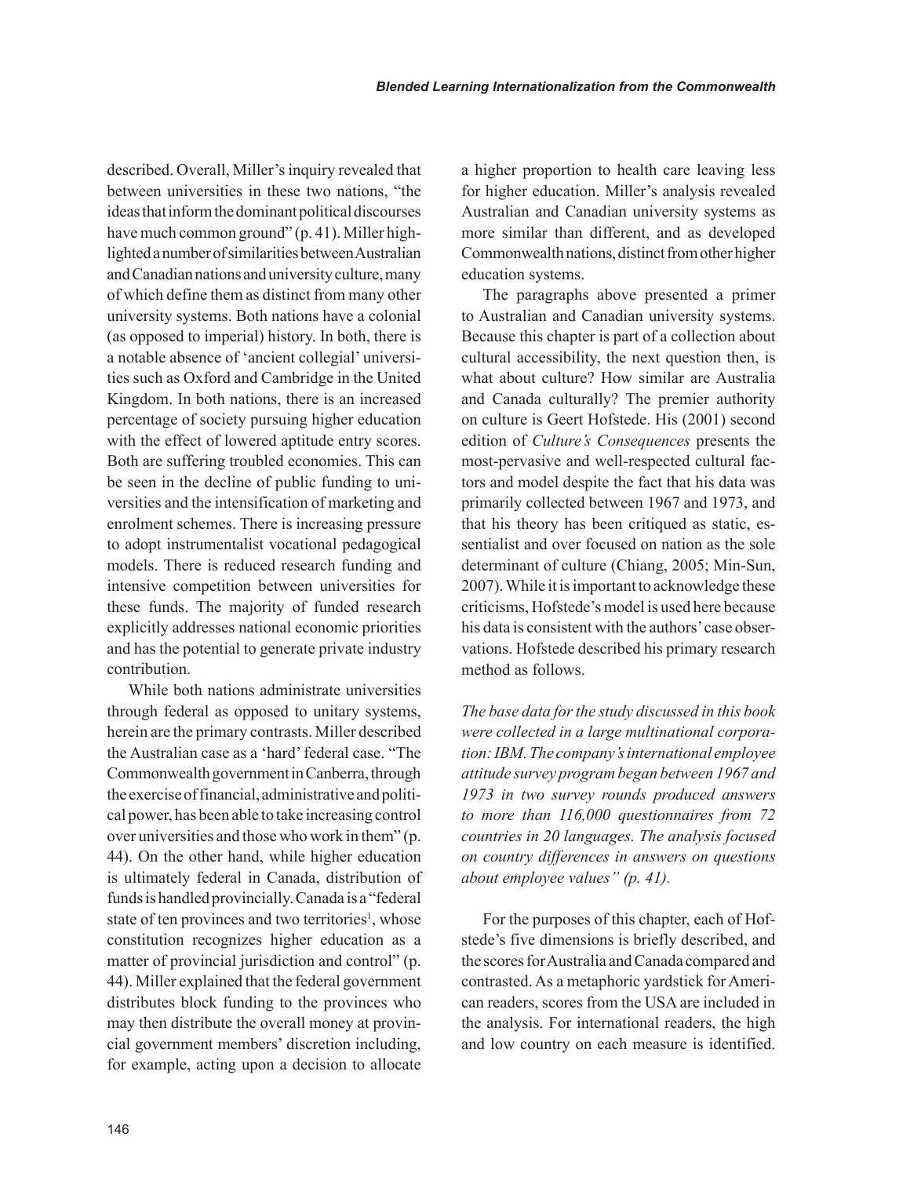described. Overall, Miller's inquiry revealed that between universities in these two nations, "the ideas that inform the dominant political discourses have much common ground" (p. 41). Miller highlighted a number of similarities between Australian and Canadian nations and university culture, many of which define them as distinct from many other university systems. Both nations have a colonial (as opposed to imperial) history. In both, there is a notable absence of 'ancient collegial' universities such as Oxford and Cambridge in the United Kingdom. In both nations, there is an increased percentage of society pursuing higher education with the effect of lowered aptitude entry scores. Both are suffering troubled economies. This can be seen in the decline of public funding to universities and the intensification of marketing and enrolment schemes. There is increasing pressure to adopt instrumentalist vocational pedagogical models. There is reduced research funding and intensive competition between universities for these funds. The majority of funded research explicitly addresses national economic priorities and has the potential to generate private industry contribution.

While both nations administrate universities through federal as opposed to unitary systems, herein are the primary contrasts. Miller described the Australian case as a 'hard' federal case. "The Commonwealth government in Canberra, through the exercise of financial, administrative and political power, has been able to take increasing control over universities and those who work in them" (p. 44). On the other hand, while higher education is ultimately federal in Canada, distribution of funds is handled provincially. Canada is a "federal state of ten provinces and two territories[1], whose constitution recognizes higher education as a matter of provincial jurisdiction and control" (p. 44). Miller explained that the federal government distributes block funding to the provinces who may then distribute the overall money at provincial government members' discretion including, for example, acting upon a decision to allocate a higher proportion to health care leaving less for higher education. Miller's analysis revealed Australian and Canadian university systems as more similar than different, and as developed Commonwealth nations, distinct from other higher education systems.

The paragraphs above presented a primer to Australian and Canadian university systems. Because this chapter is part of a collection about cultural accessibility, the next question then, is what about culture? How similar are Australia and Canada culturally? The premier authority on culture is Geert Hofstede. His (2001) second edition of *Culture's Consequences* presents the most-pervasive and well-respected cultural factors and model despite the fact that his data was primarily collected between 1967 and 1973, and that his theory has been critiqued as static, essentialist and over focused on nation as the sole determinant of culture (Chiang, 2005; Min-Sun, 2007). While it is important to acknowledge these criticisms, Hofstede's model is used here because his data is consistent with the authors' case observations. Hofstede described his primary research method as follows.

*The base data for the study discussed in this book were collected in a large multinational corporation: IBM. The company's international employee attitude survey program began between 1967 and 1973 in two survey rounds produced answers to more than 116,000 questionnaires from 72 countries in 20 languages. The analysis focused on country differences in answers on questions about employee values" (p. 41).*

For the purposes of this chapter, each of Hofstede's five dimensions is briefly described, and the scores for Australia and Canada compared and contrasted. As a metaphoric yardstick for American readers, scores from the USA are included in the analysis. For international readers, the high and low country on each measure is identified.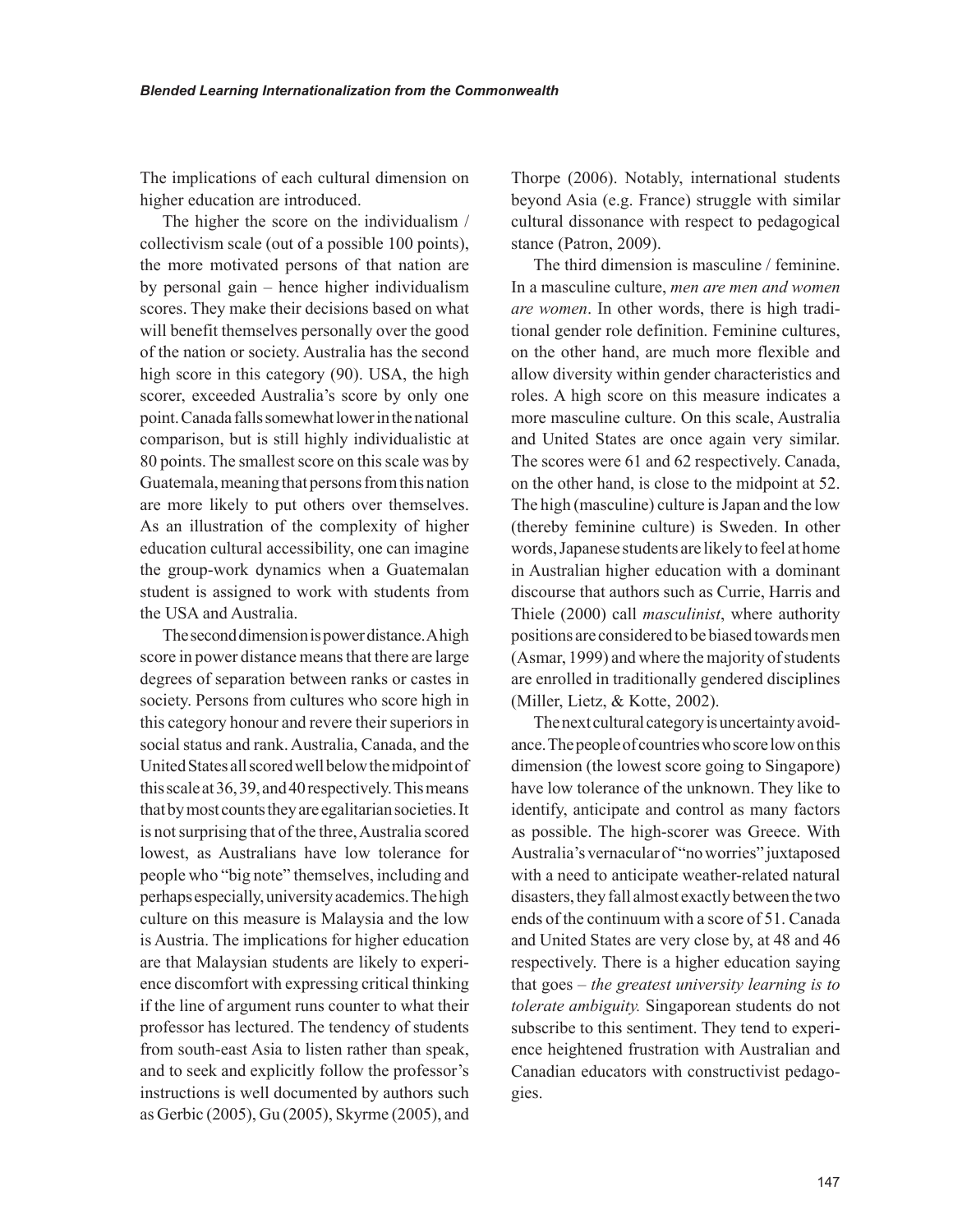The implications of each cultural dimension on higher education are introduced.

The higher the score on the individualism / collectivism scale (out of a possible 100 points), the more motivated persons of that nation are by personal gain – hence higher individualism scores. They make their decisions based on what will benefit themselves personally over the good of the nation or society. Australia has the second high score in this category (90). USA, the high scorer, exceeded Australia's score by only one point. Canada falls somewhat lower in the national comparison, but is still highly individualistic at 80 points. The smallest score on this scale was by Guatemala, meaning that persons from this nation are more likely to put others over themselves. As an illustration of the complexity of higher education cultural accessibility, one can imagine the group-work dynamics when a Guatemalan student is assigned to work with students from the USA and Australia.

The second dimension is power distance. A high score in power distance means that there are large degrees of separation between ranks or castes in society. Persons from cultures who score high in this category honour and revere their superiors in social status and rank. Australia, Canada, and the United States all scored well below the midpoint of this scale at 36, 39, and 40 respectively. This means that by most counts they are egalitarian societies. It is not surprising that of the three, Australia scored lowest, as Australians have low tolerance for people who "big note" themselves, including and perhaps especially, university academics. The high culture on this measure is Malaysia and the low is Austria. The implications for higher education are that Malaysian students are likely to experience discomfort with expressing critical thinking if the line of argument runs counter to what their professor has lectured. The tendency of students from south-east Asia to listen rather than speak, and to seek and explicitly follow the professor's instructions is well documented by authors such as Gerbic (2005), Gu (2005), Skyrme (2005), and Thorpe (2006). Notably, international students beyond Asia (e.g. France) struggle with similar cultural dissonance with respect to pedagogical stance (Patron, 2009).

The third dimension is masculine / feminine. In a masculine culture, *men are men and women are women*. In other words, there is high traditional gender role definition. Feminine cultures, on the other hand, are much more flexible and allow diversity within gender characteristics and roles. A high score on this measure indicates a more masculine culture. On this scale, Australia and United States are once again very similar. The scores were 61 and 62 respectively. Canada, on the other hand, is close to the midpoint at 52. The high (masculine) culture is Japan and the low (thereby feminine culture) is Sweden. In other words, Japanese students are likely to feel at home in Australian higher education with a dominant discourse that authors such as Currie, Harris and Thiele (2000) call *masculinist*, where authority positions are considered to be biased towards men (Asmar, 1999) and where the majority of students are enrolled in traditionally gendered disciplines (Miller, Lietz, & Kotte, 2002).

The next cultural category is uncertainty avoidance. The people of countries who score low on this dimension (the lowest score going to Singapore) have low tolerance of the unknown. They like to identify, anticipate and control as many factors as possible. The high-scorer was Greece. With Australia's vernacular of "no worries" juxtaposed with a need to anticipate weather-related natural disasters, they fall almost exactly between the two ends of the continuum with a score of 51. Canada and United States are very close by, at 48 and 46 respectively. There is a higher education saying that goes – *the greatest university learning is to tolerate ambiguity.* Singaporean students do not subscribe to this sentiment. They tend to experience heightened frustration with Australian and Canadian educators with constructivist pedagogies.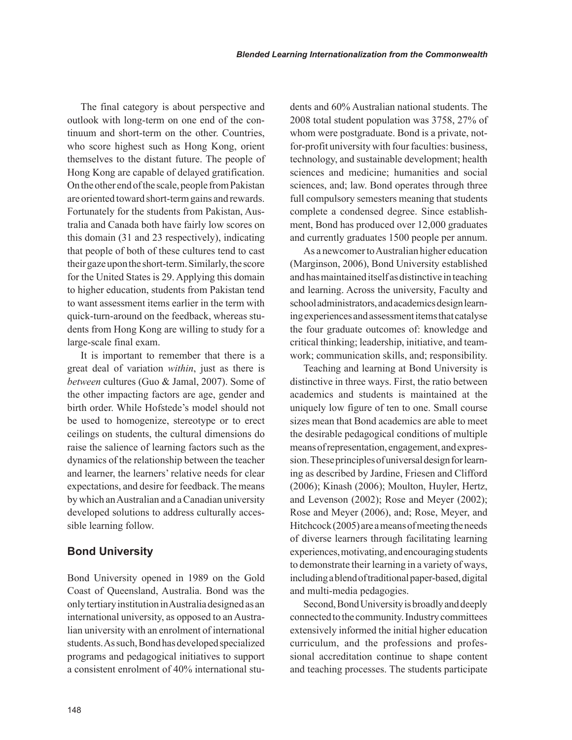The final category is about perspective and outlook with long-term on one end of the continuum and short-term on the other. Countries, who score highest such as Hong Kong, orient themselves to the distant future. The people of Hong Kong are capable of delayed gratification. On the other end of the scale, people from Pakistan are oriented toward short-term gains and rewards. Fortunately for the students from Pakistan, Australia and Canada both have fairly low scores on this domain (31 and 23 respectively), indicating that people of both of these cultures tend to cast their gaze upon the short-term. Similarly, the score for the United States is 29. Applying this domain to higher education, students from Pakistan tend to want assessment items earlier in the term with quick-turn-around on the feedback, whereas students from Hong Kong are willing to study for a large-scale final exam.

It is important to remember that there is a great deal of variation *within*, just as there is *between* cultures (Guo & Jamal, 2007). Some of the other impacting factors are age, gender and birth order. While Hofstede's model should not be used to homogenize, stereotype or to erect ceilings on students, the cultural dimensions do raise the salience of learning factors such as the dynamics of the relationship between the teacher and learner, the learners' relative needs for clear expectations, and desire for feedback. The means by which an Australian and a Canadian university developed solutions to address culturally accessible learning follow.

## Bond University

Bond University opened in 1989 on the Gold Coast of Queensland, Australia. Bond was the only tertiary institution in Australia designed as an international university, as opposed to an Australian university with an enrolment of international students. As such, Bond has developed specialized programs and pedagogical initiatives to support a consistent enrolment of 40% international students and 60% Australian national students. The 2008 total student population was 3758, 27% of whom were postgraduate. Bond is a private, not-for-profit university with four faculties: business, technology, and sustainable development; health sciences and medicine; humanities and social sciences, and; law. Bond operates through three full compulsory semesters meaning that students complete a condensed degree. Since establishment, Bond has produced over 12,000 graduates and currently graduates 1500 people per annum.

As a newcomer to Australian higher education (Marginson, 2006), Bond University established and has maintained itself as distinctive in teaching and learning. Across the university, Faculty and school administrators, and academics design learning experiences and assessment items that catalyse the four graduate outcomes of: knowledge and critical thinking; leadership, initiative, and teamwork; communication skills, and; responsibility.

Teaching and learning at Bond University is distinctive in three ways. First, the ratio between academics and students is maintained at the uniquely low figure of ten to one. Small course sizes mean that Bond academics are able to meet the desirable pedagogical conditions of multiple means of representation, engagement, and expression. These principles of universal design for learning as described by Jardine, Friesen and Clifford (2006); Kinash (2006); Moulton, Huyler, Hertz, and Levenson (2002); Rose and Meyer (2002); Rose and Meyer (2006), and; Rose, Meyer, and Hitchcock (2005) are a means of meeting the needs of diverse learners through facilitating learning experiences, motivating, and encouraging students to demonstrate their learning in a variety of ways, including a blend of traditional paper-based, digital and multi-media pedagogies.

Second, Bond University is broadly and deeply connected to the community. Industry committees extensively informed the initial higher education curriculum, and the professions and professional accreditation continue to shape content and teaching processes. The students participate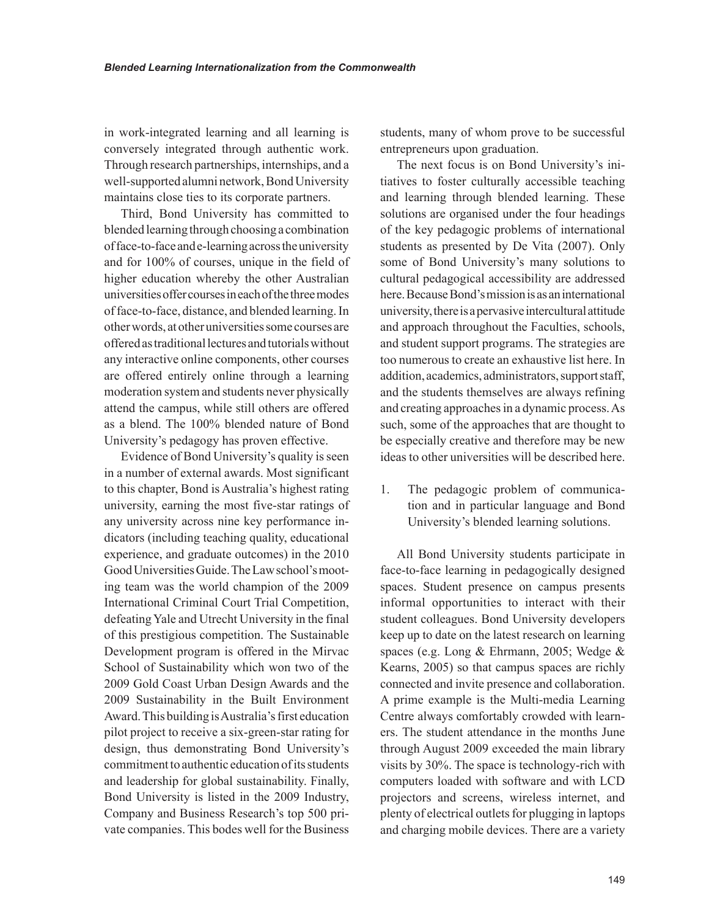in work-integrated learning and all learning is conversely integrated through authentic work. Through research partnerships, internships, and a well-supported alumni network, Bond University maintains close ties to its corporate partners.

Third, Bond University has committed to blended learning through choosing a combination of face-to-face and e-learning across the university and for 100% of courses, unique in the field of higher education whereby the other Australian universities offer courses in each of the three modes of face-to-face, distance, and blended learning. In other words, at other universities some courses are offered as traditional lectures and tutorials without any interactive online components, other courses are offered entirely online through a learning moderation system and students never physically attend the campus, while still others are offered as a blend. The 100% blended nature of Bond University's pedagogy has proven effective.

Evidence of Bond University's quality is seen in a number of external awards. Most significant to this chapter, Bond is Australia's highest rating university, earning the most five-star ratings of any university across nine key performance indicators (including teaching quality, educational experience, and graduate outcomes) in the 2010 Good Universities Guide. The Law school's mooting team was the world champion of the 2009 International Criminal Court Trial Competition, defeating Yale and Utrecht University in the final of this prestigious competition. The Sustainable Development program is offered in the Mirvac School of Sustainability which won two of the 2009 Gold Coast Urban Design Awards and the 2009 Sustainability in the Built Environment Award. This building is Australia's first education pilot project to receive a six-green-star rating for design, thus demonstrating Bond University's commitment to authentic education of its students and leadership for global sustainability. Finally, Bond University is listed in the 2009 Industry, Company and Business Research's top 500 private companies. This bodes well for the Business students, many of whom prove to be successful entrepreneurs upon graduation.

The next focus is on Bond University's initiatives to foster culturally accessible teaching and learning through blended learning. These solutions are organised under the four headings of the key pedagogic problems of international students as presented by De Vita (2007). Only some of Bond University's many solutions to cultural pedagogical accessibility are addressed here. Because Bond's mission is as an international university, there is a pervasive intercultural attitude and approach throughout the Faculties, schools, and student support programs. The strategies are too numerous to create an exhaustive list here. In addition, academics, administrators, support staff, and the students themselves are always refining and creating approaches in a dynamic process. As such, some of the approaches that are thought to be especially creative and therefore may be new ideas to other universities will be described here.

1. The pedagogic problem of communication and in particular language and Bond University's blended learning solutions.

All Bond University students participate in face-to-face learning in pedagogically designed spaces. Student presence on campus presents informal opportunities to interact with their student colleagues. Bond University developers keep up to date on the latest research on learning spaces (e.g. Long & Ehrmann, 2005; Wedge & Kearns, 2005) so that campus spaces are richly connected and invite presence and collaboration. A prime example is the Multi-media Learning Centre always comfortably crowded with learners. The student attendance in the months June through August 2009 exceeded the main library visits by 30%. The space is technology-rich with computers loaded with software and with LCD projectors and screens, wireless internet, and plenty of electrical outlets for plugging in laptops and charging mobile devices. There are a variety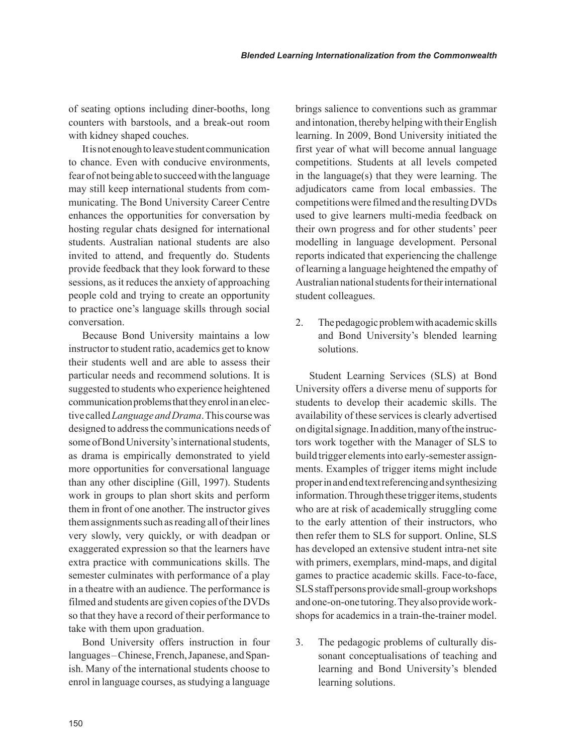of seating options including diner-booths, long counters with barstools, and a break-out room with kidney shaped couches.

It is not enough to leave student communication to chance. Even with conducive environments, fear of not being able to succeed with the language may still keep international students from communicating. The Bond University Career Centre enhances the opportunities for conversation by hosting regular chats designed for international students. Australian national students are also invited to attend, and frequently do. Students provide feedback that they look forward to these sessions, as it reduces the anxiety of approaching people cold and trying to create an opportunity to practice one's language skills through social conversation.

Because Bond University maintains a low instructor to student ratio, academics get to know their students well and are able to assess their particular needs and recommend solutions. It is suggested to students who experience heightened communication problems that they enrol in an elective called *Language and Drama*. This course was designed to address the communications needs of some of Bond University's international students, as drama is empirically demonstrated to yield more opportunities for conversational language than any other discipline (Gill, 1997). Students work in groups to plan short skits and perform them in front of one another. The instructor gives them assignments such as reading all of their lines very slowly, very quickly, or with deadpan or exaggerated expression so that the learners have extra practice with communications skills. The semester culminates with performance of a play in a theatre with an audience. The performance is filmed and students are given copies of the DVDs so that they have a record of their performance to take with them upon graduation.

Bond University offers instruction in four languages – Chinese, French, Japanese, and Spanish. Many of the international students choose to enrol in language courses, as studying a language brings salience to conventions such as grammar and intonation, thereby helping with their English learning. In 2009, Bond University initiated the first year of what will become annual language competitions. Students at all levels competed in the language(s) that they were learning. The adjudicators came from local embassies. The competitions were filmed and the resulting DVDs used to give learners multi-media feedback on their own progress and for other students' peer modelling in language development. Personal reports indicated that experiencing the challenge of learning a language heightened the empathy of Australian national students for their international student colleagues.

2. The pedagogic problem with academic skills and Bond University's blended learning solutions.

Student Learning Services (SLS) at Bond University offers a diverse menu of supports for students to develop their academic skills. The availability of these services is clearly advertised on digital signage. In addition, many of the instructors work together with the Manager of SLS to build trigger elements into early-semester assignments. Examples of trigger items might include proper in and end text referencing and synthesizing information. Through these trigger items, students who are at risk of academically struggling come to the early attention of their instructors, who then refer them to SLS for support. Online, SLS has developed an extensive student intra-net site with primers, exemplars, mind-maps, and digital games to practice academic skills. Face-to-face, SLS staff persons provide small-group workshops and one-on-one tutoring. They also provide workshops for academics in a train-the-trainer model.

3. The pedagogic problems of culturally dissonant conceptualisations of teaching and learning and Bond University's blended learning solutions.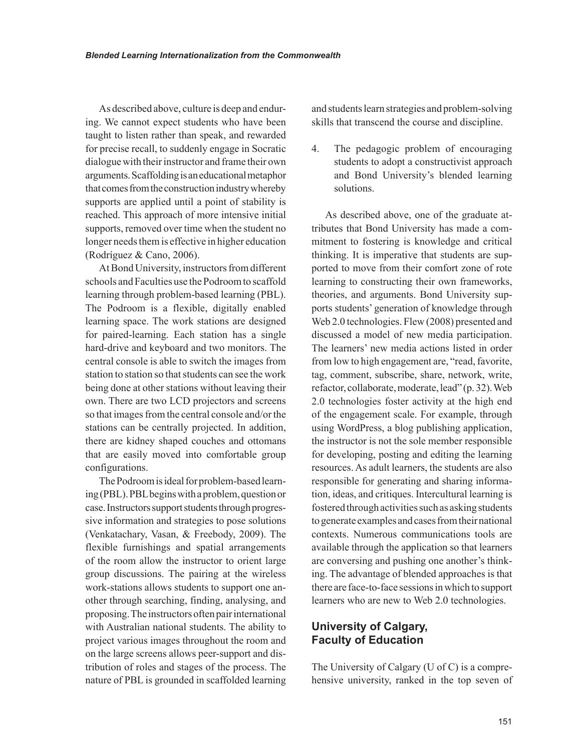As described above, culture is deep and enduring. We cannot expect students who have been taught to listen rather than speak, and rewarded for precise recall, to suddenly engage in Socratic dialogue with their instructor and frame their own arguments. Scaffolding is an educational metaphor that comes from the construction industry whereby supports are applied until a point of stability is reached. This approach of more intensive initial supports, removed over time when the student no longer needs them is effective in higher education (Rodríguez & Cano, 2006).

At Bond University, instructors from different schools and Faculties use the Podroom to scaffold learning through problem-based learning (PBL). The Podroom is a flexible, digitally enabled learning space. The work stations are designed for paired-learning. Each station has a single hard-drive and keyboard and two monitors. The central console is able to switch the images from station to station so that students can see the work being done at other stations without leaving their own. There are two LCD projectors and screens so that images from the central console and/or the stations can be centrally projected. In addition, there are kidney shaped couches and ottomans that are easily moved into comfortable group configurations.

The Podroom is ideal for problem-based learning (PBL). PBL begins with a problem, question or case. Instructors support students through progressive information and strategies to pose solutions (Venkatachary, Vasan, & Freebody, 2009). The flexible furnishings and spatial arrangements of the room allow the instructor to orient large group discussions. The pairing at the wireless work-stations allows students to support one another through searching, finding, analysing, and proposing. The instructors often pair international with Australian national students. The ability to project various images throughout the room and on the large screens allows peer-support and distribution of roles and stages of the process. The nature of PBL is grounded in scaffolded learning and students learn strategies and problem-solving skills that transcend the course and discipline.

4. The pedagogic problem of encouraging students to adopt a constructivist approach and Bond University's blended learning solutions.

As described above, one of the graduate attributes that Bond University has made a commitment to fostering is knowledge and critical thinking. It is imperative that students are supported to move from their comfort zone of rote learning to constructing their own frameworks, theories, and arguments. Bond University supports students' generation of knowledge through Web 2.0 technologies. Flew (2008) presented and discussed a model of new media participation. The learners' new media actions listed in order from low to high engagement are, "read, favorite, tag, comment, subscribe, share, network, write, refactor, collaborate, moderate, lead" (p. 32). Web 2.0 technologies foster activity at the high end of the engagement scale. For example, through using WordPress, a blog publishing application, the instructor is not the sole member responsible for developing, posting and editing the learning resources. As adult learners, the students are also responsible for generating and sharing information, ideas, and critiques. Intercultural learning is fostered through activities such as asking students to generate examples and cases from their national contexts. Numerous communications tools are available through the application so that learners are conversing and pushing one another's thinking. The advantage of blended approaches is that there are face-to-face sessions in which to support learners who are new to Web 2.0 technologies.

## University of Calgary, Faculty of Education

The University of Calgary (U of C) is a comprehensive university, ranked in the top seven of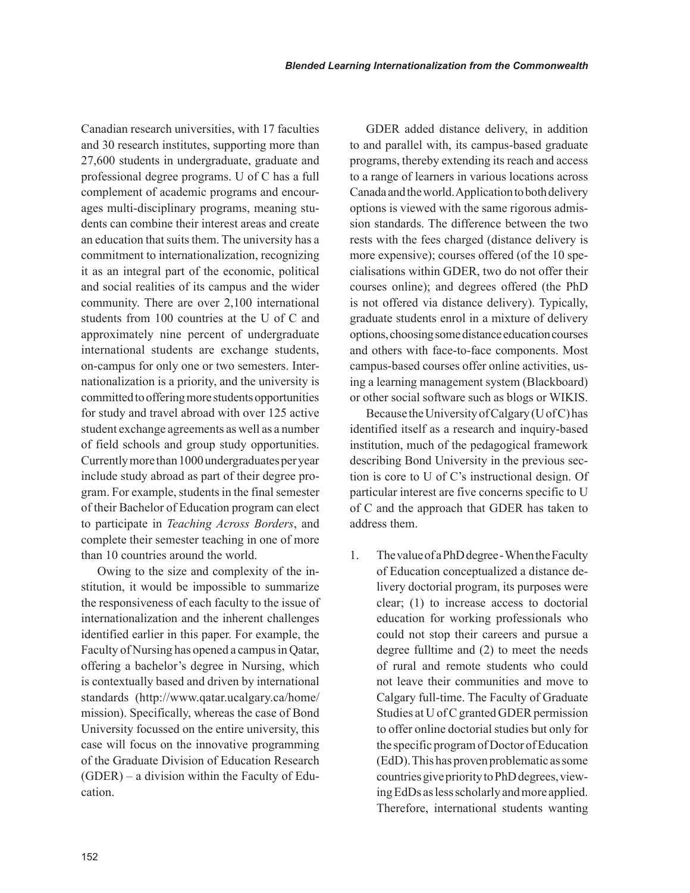Canadian research universities, with 17 faculties and 30 research institutes, supporting more than 27,600 students in undergraduate, graduate and professional degree programs. U of C has a full complement of academic programs and encourages multi-disciplinary programs, meaning students can combine their interest areas and create an education that suits them. The university has a commitment to internationalization, recognizing it as an integral part of the economic, political and social realities of its campus and the wider community. There are over 2,100 international students from 100 countries at the U of C and approximately nine percent of undergraduate international students are exchange students, on-campus for only one or two semesters. Internationalization is a priority, and the university is committed to offering more students opportunities for study and travel abroad with over 125 active student exchange agreements as well as a number of field schools and group study opportunities. Currently more than 1000 undergraduates per year include study abroad as part of their degree program. For example, students in the final semester of their Bachelor of Education program can elect to participate in *Teaching Across Borders*, and complete their semester teaching in one of more than 10 countries around the world.

Owing to the size and complexity of the institution, it would be impossible to summarize the responsiveness of each faculty to the issue of internationalization and the inherent challenges identified earlier in this paper. For example, the Faculty of Nursing has opened a campus in Qatar, offering a bachelor's degree in Nursing, which is contextually based and driven by international standards (http://www.qatar.ucalgary.ca/home/mission). Specifically, whereas the case of Bond University focussed on the entire university, this case will focus on the innovative programming of the Graduate Division of Education Research (GDER) – a division within the Faculty of Education.

GDER added distance delivery, in addition to and parallel with, its campus-based graduate programs, thereby extending its reach and access to a range of learners in various locations across Canada and the world. Application to both delivery options is viewed with the same rigorous admission standards. The difference between the two rests with the fees charged (distance delivery is more expensive); courses offered (of the 10 specialisations within GDER, two do not offer their courses online); and degrees offered (the PhD is not offered via distance delivery). Typically, graduate students enrol in a mixture of delivery options, choosing some distance education courses and others with face-to-face components. Most campus-based courses offer online activities, using a learning management system (Blackboard) or other social software such as blogs or WIKIS.

Because the University of Calgary (U of C) has identified itself as a research and inquiry-based institution, much of the pedagogical framework describing Bond University in the previous section is core to U of C's instructional design. Of particular interest are five concerns specific to U of C and the approach that GDER has taken to address them.

1. The value of a PhD degree - When the Faculty of Education conceptualized a distance delivery doctorial program, its purposes were clear; (1) to increase access to doctorial education for working professionals who could not stop their careers and pursue a degree fulltime and (2) to meet the needs of rural and remote students who could not leave their communities and move to Calgary full-time. The Faculty of Graduate Studies at U of C granted GDER permission to offer online doctorial studies but only for the specific program of Doctor of Education (EdD). This has proven problematic as some countries give priority to PhD degrees, viewing EdDs as less scholarly and more applied. Therefore, international students wanting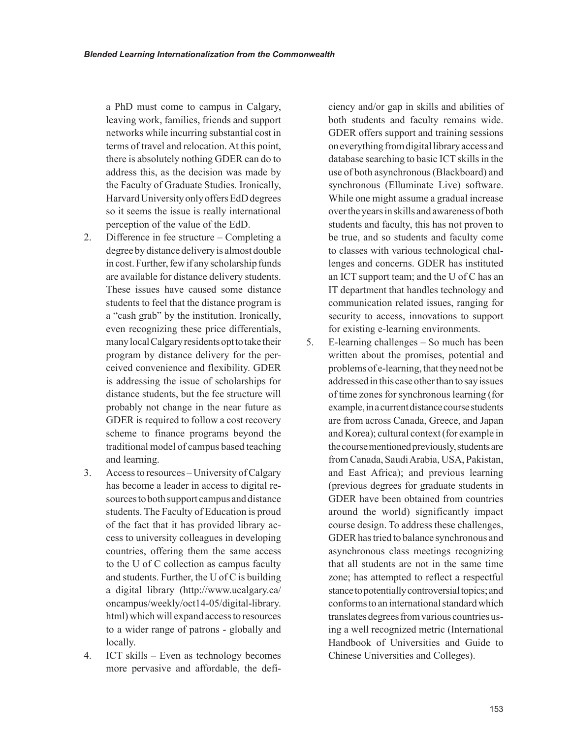a PhD must come to campus in Calgary, leaving work, families, friends and support networks while incurring substantial cost in terms of travel and relocation. At this point, there is absolutely nothing GDER can do to address this, as the decision was made by the Faculty of Graduate Studies. Ironically, Harvard University only offers EdD degrees so it seems the issue is really international perception of the value of the EdD.

2. Difference in fee structure – Completing a degree by distance delivery is almost double in cost. Further, few if any scholarship funds are available for distance delivery students. These issues have caused some distance students to feel that the distance program is a "cash grab" by the institution. Ironically, even recognizing these price differentials, many local Calgary residents opt to take their program by distance delivery for the perceived convenience and flexibility. GDER is addressing the issue of scholarships for distance students, but the fee structure will probably not change in the near future as GDER is required to follow a cost recovery scheme to finance programs beyond the traditional model of campus based teaching and learning.
3. Access to resources – University of Calgary has become a leader in access to digital resources to both support campus and distance students. The Faculty of Education is proud of the fact that it has provided library access to university colleagues in developing countries, offering them the same access to the U of C collection as campus faculty and students. Further, the U of C is building a digital library (http://www.ucalgary.ca/oncampus/weekly/oct14-05/digital-library.html) which will expand access to resources to a wider range of patrons - globally and locally.
4. ICT skills – Even as technology becomes more pervasive and affordable, the deficiency and/or gap in skills and abilities of both students and faculty remains wide. GDER offers support and training sessions on everything from digital library access and database searching to basic ICT skills in the use of both asynchronous (Blackboard) and synchronous (Elluminate Live) software. While one might assume a gradual increase over the years in skills and awareness of both students and faculty, this has not proven to be true, and so students and faculty come to classes with various technological challenges and concerns. GDER has instituted an ICT support team; and the U of C has an IT department that handles technology and communication related issues, ranging for security to access, innovations to support for existing e-learning environments.
5. E-learning challenges – So much has been written about the promises, potential and problems of e-learning, that they need not be addressed in this case other than to say issues of time zones for synchronous learning (for example, in a current distance course students are from across Canada, Greece, and Japan and Korea); cultural context (for example in the course mentioned previously, students are from Canada, Saudi Arabia, USA, Pakistan, and East Africa); and previous learning (previous degrees for graduate students in GDER have been obtained from countries around the world) significantly impact course design. To address these challenges, GDER has tried to balance synchronous and asynchronous class meetings recognizing that all students are not in the same time zone; has attempted to reflect a respectful stance to potentially controversial topics; and conforms to an international standard which translates degrees from various countries using a well recognized metric (International Handbook of Universities and Guide to Chinese Universities and Colleges).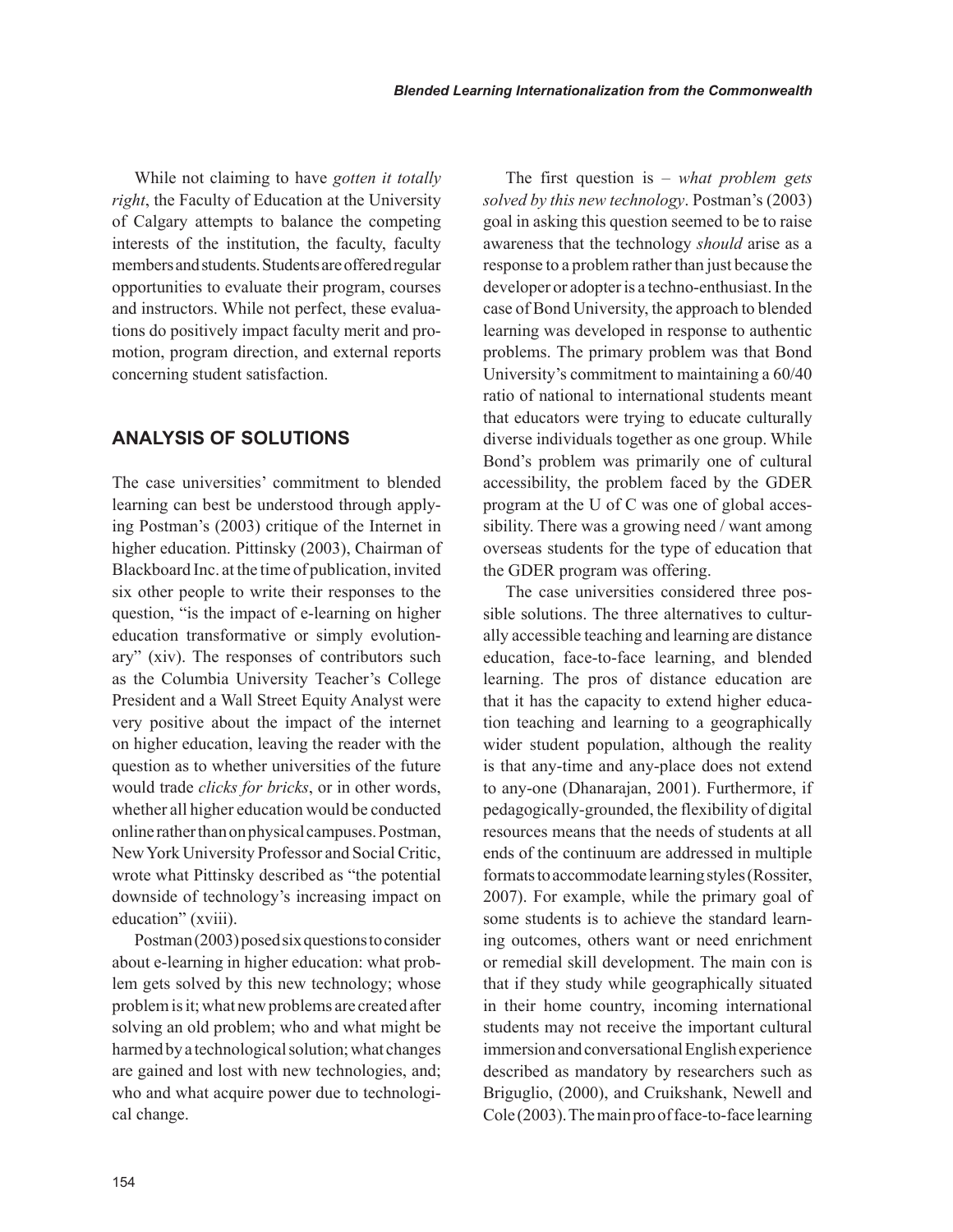While not claiming to have *gotten it totally right*, the Faculty of Education at the University of Calgary attempts to balance the competing interests of the institution, the faculty, faculty members and students. Students are offered regular opportunities to evaluate their program, courses and instructors. While not perfect, these evaluations do positively impact faculty merit and promotion, program direction, and external reports concerning student satisfaction.

## ANALYSIS OF SOLUTIONS

The case universities' commitment to blended learning can best be understood through applying Postman's (2003) critique of the Internet in higher education. Pittinsky (2003), Chairman of Blackboard Inc. at the time of publication, invited six other people to write their responses to the question, "is the impact of e-learning on higher education transformative or simply evolutionary" (xiv). The responses of contributors such as the Columbia University Teacher's College President and a Wall Street Equity Analyst were very positive about the impact of the internet on higher education, leaving the reader with the question as to whether universities of the future would trade *clicks for bricks*, or in other words, whether all higher education would be conducted online rather than on physical campuses. Postman, New York University Professor and Social Critic, wrote what Pittinsky described as "the potential downside of technology's increasing impact on education" (xviii).

Postman (2003) posed six questions to consider about e-learning in higher education: what problem gets solved by this new technology; whose problem is it; what new problems are created after solving an old problem; who and what might be harmed by a technological solution; what changes are gained and lost with new technologies, and; who and what acquire power due to technological change.

The first question is – *what problem gets solved by this new technology*. Postman's (2003) goal in asking this question seemed to be to raise awareness that the technology *should* arise as a response to a problem rather than just because the developer or adopter is a techno-enthusiast. In the case of Bond University, the approach to blended learning was developed in response to authentic problems. The primary problem was that Bond University's commitment to maintaining a 60/40 ratio of national to international students meant that educators were trying to educate culturally diverse individuals together as one group. While Bond's problem was primarily one of cultural accessibility, the problem faced by the GDER program at the U of C was one of global accessibility. There was a growing need / want among overseas students for the type of education that the GDER program was offering.

The case universities considered three possible solutions. The three alternatives to culturally accessible teaching and learning are distance education, face-to-face learning, and blended learning. The pros of distance education are that it has the capacity to extend higher education teaching and learning to a geographically wider student population, although the reality is that any-time and any-place does not extend to any-one (Dhanarajan, 2001). Furthermore, if pedagogically-grounded, the flexibility of digital resources means that the needs of students at all ends of the continuum are addressed in multiple formats to accommodate learning styles (Rossiter, 2007). For example, while the primary goal of some students is to achieve the standard learning outcomes, others want or need enrichment or remedial skill development. The main con is that if they study while geographically situated in their home country, incoming international students may not receive the important cultural immersion and conversational English experience described as mandatory by researchers such as Briguglio, (2000), and Cruikshank, Newell and Cole (2003). The main pro of face-to-face learning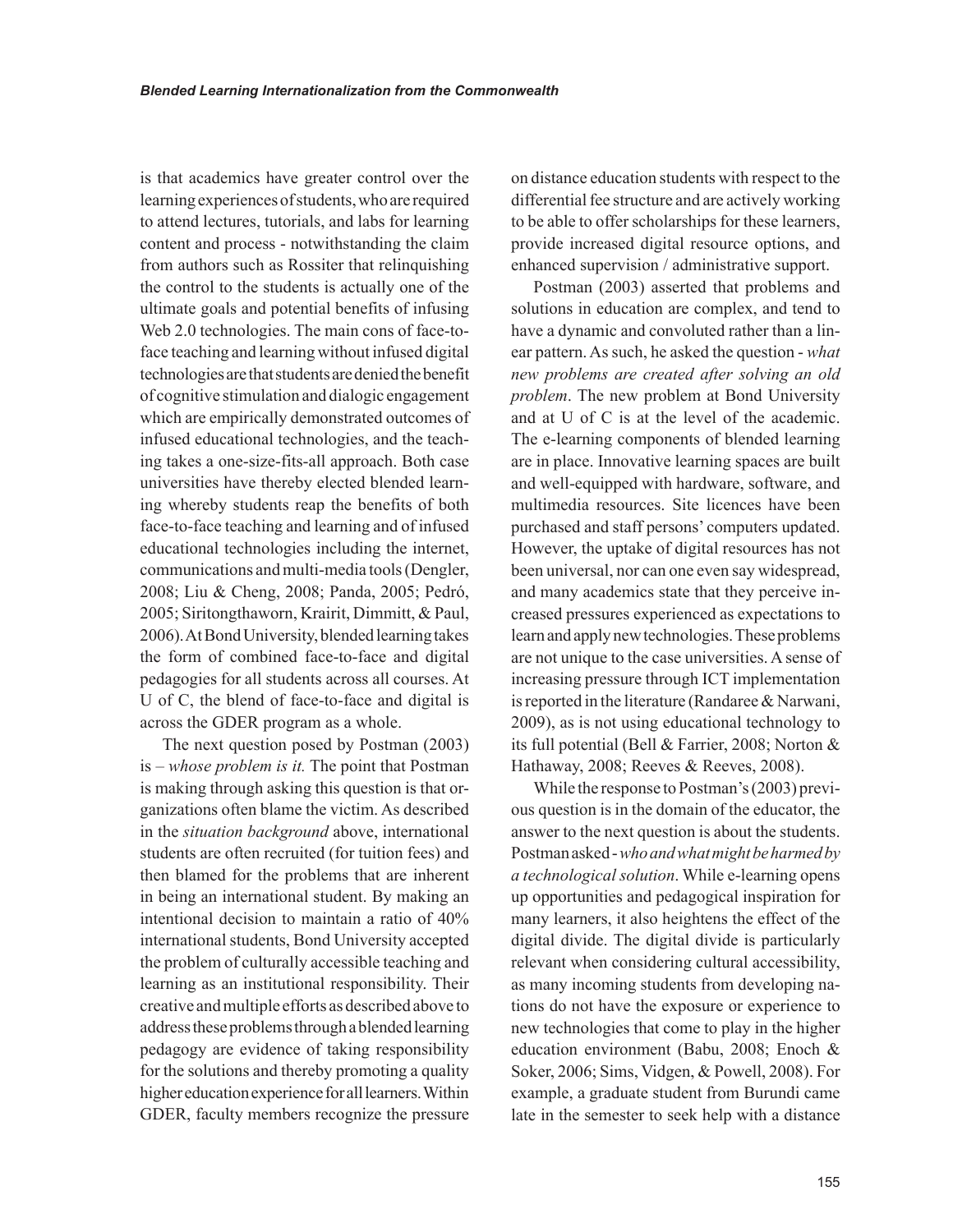is that academics have greater control over the learning experiences of students, who are required to attend lectures, tutorials, and labs for learning content and process - notwithstanding the claim from authors such as Rossiter that relinquishing the control to the students is actually one of the ultimate goals and potential benefits of infusing Web 2.0 technologies. The main cons of face-to-face teaching and learning without infused digital technologies are that students are denied the benefit of cognitive stimulation and dialogic engagement which are empirically demonstrated outcomes of infused educational technologies, and the teaching takes a one-size-fits-all approach. Both case universities have thereby elected blended learning whereby students reap the benefits of both face-to-face teaching and learning and of infused educational technologies including the internet, communications and multi-media tools (Dengler, 2008; Liu & Cheng, 2008; Panda, 2005; Pedró, 2005; Siritongthaworn, Krairit, Dimmitt, & Paul, 2006). At Bond University, blended learning takes the form of combined face-to-face and digital pedagogies for all students across all courses. At U of C, the blend of face-to-face and digital is across the GDER program as a whole.

The next question posed by Postman (2003) is – *whose problem is it.* The point that Postman is making through asking this question is that organizations often blame the victim. As described in the *situation background* above, international students are often recruited (for tuition fees) and then blamed for the problems that are inherent in being an international student. By making an intentional decision to maintain a ratio of 40% international students, Bond University accepted the problem of culturally accessible teaching and learning as an institutional responsibility. Their creative and multiple efforts as described above to address these problems through a blended learning pedagogy are evidence of taking responsibility for the solutions and thereby promoting a quality higher education experience for all learners. Within GDER, faculty members recognize the pressure on distance education students with respect to the differential fee structure and are actively working to be able to offer scholarships for these learners, provide increased digital resource options, and enhanced supervision / administrative support.

Postman (2003) asserted that problems and solutions in education are complex, and tend to have a dynamic and convoluted rather than a linear pattern. As such, he asked the question - *what new problems are created after solving an old problem*. The new problem at Bond University and at U of C is at the level of the academic. The e-learning components of blended learning are in place. Innovative learning spaces are built and well-equipped with hardware, software, and multimedia resources. Site licences have been purchased and staff persons' computers updated. However, the uptake of digital resources has not been universal, nor can one even say widespread, and many academics state that they perceive increased pressures experienced as expectations to learn and apply new technologies. These problems are not unique to the case universities. A sense of increasing pressure through ICT implementation is reported in the literature (Randaree & Narwani, 2009), as is not using educational technology to its full potential (Bell & Farrier, 2008; Norton & Hathaway, 2008; Reeves & Reeves, 2008).

While the response to Postman's (2003) previous question is in the domain of the educator, the answer to the next question is about the students. Postman asked - *who and what might be harmed by a technological solution*. While e-learning opens up opportunities and pedagogical inspiration for many learners, it also heightens the effect of the digital divide. The digital divide is particularly relevant when considering cultural accessibility, as many incoming students from developing nations do not have the exposure or experience to new technologies that come to play in the higher education environment (Babu, 2008; Enoch & Soker, 2006; Sims, Vidgen, & Powell, 2008). For example, a graduate student from Burundi came late in the semester to seek help with a distance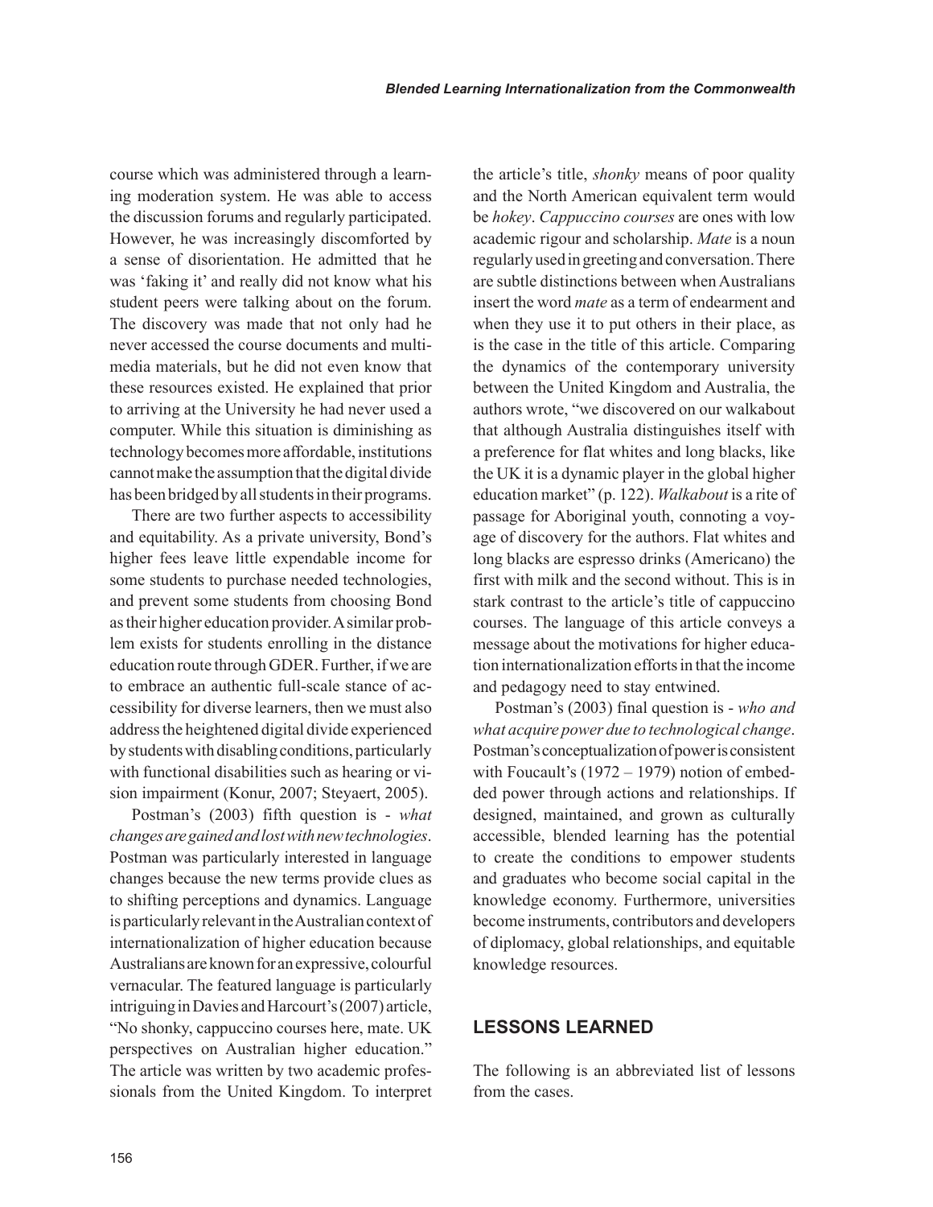course which was administered through a learning moderation system. He was able to access the discussion forums and regularly participated. However, he was increasingly discomforted by a sense of disorientation. He admitted that he was 'faking it' and really did not know what his student peers were talking about on the forum. The discovery was made that not only had he never accessed the course documents and multimedia materials, but he did not even know that these resources existed. He explained that prior to arriving at the University he had never used a computer. While this situation is diminishing as technology becomes more affordable, institutions cannot make the assumption that the digital divide has been bridged by all students in their programs.

There are two further aspects to accessibility and equitability. As a private university, Bond's higher fees leave little expendable income for some students to purchase needed technologies, and prevent some students from choosing Bond as their higher education provider. A similar problem exists for students enrolling in the distance education route through GDER. Further, if we are to embrace an authentic full-scale stance of accessibility for diverse learners, then we must also address the heightened digital divide experienced by students with disabling conditions, particularly with functional disabilities such as hearing or vision impairment (Konur, 2007; Steyaert, 2005).

Postman's (2003) fifth question is - *what changes are gained and lost with new technologies*. Postman was particularly interested in language changes because the new terms provide clues as to shifting perceptions and dynamics. Language is particularly relevant in the Australian context of internationalization of higher education because Australians are known for an expressive, colourful vernacular. The featured language is particularly intriguing in Davies and Harcourt's (2007) article, "No shonky, cappuccino courses here, mate. UK perspectives on Australian higher education." The article was written by two academic professionals from the United Kingdom. To interpret the article's title, *shonky* means of poor quality and the North American equivalent term would be *hokey*. *Cappuccino courses* are ones with low academic rigour and scholarship. *Mate* is a noun regularly used in greeting and conversation. There are subtle distinctions between when Australians insert the word *mate* as a term of endearment and when they use it to put others in their place, as is the case in the title of this article. Comparing the dynamics of the contemporary university between the United Kingdom and Australia, the authors wrote, "we discovered on our walkabout that although Australia distinguishes itself with a preference for flat whites and long blacks, like the UK it is a dynamic player in the global higher education market" (p. 122). *Walkabout* is a rite of passage for Aboriginal youth, connoting a voyage of discovery for the authors. Flat whites and long blacks are espresso drinks (Americano) the first with milk and the second without. This is in stark contrast to the article's title of cappuccino courses. The language of this article conveys a message about the motivations for higher education internationalization efforts in that the income and pedagogy need to stay entwined.

Postman's (2003) final question is - *who and what acquire power due to technological change*. Postman's conceptualization of power is consistent with Foucault's (1972 – 1979) notion of embedded power through actions and relationships. If designed, maintained, and grown as culturally accessible, blended learning has the potential to create the conditions to empower students and graduates who become social capital in the knowledge economy. Furthermore, universities become instruments, contributors and developers of diplomacy, global relationships, and equitable knowledge resources.

## LESSONS LEARNED

The following is an abbreviated list of lessons from the cases.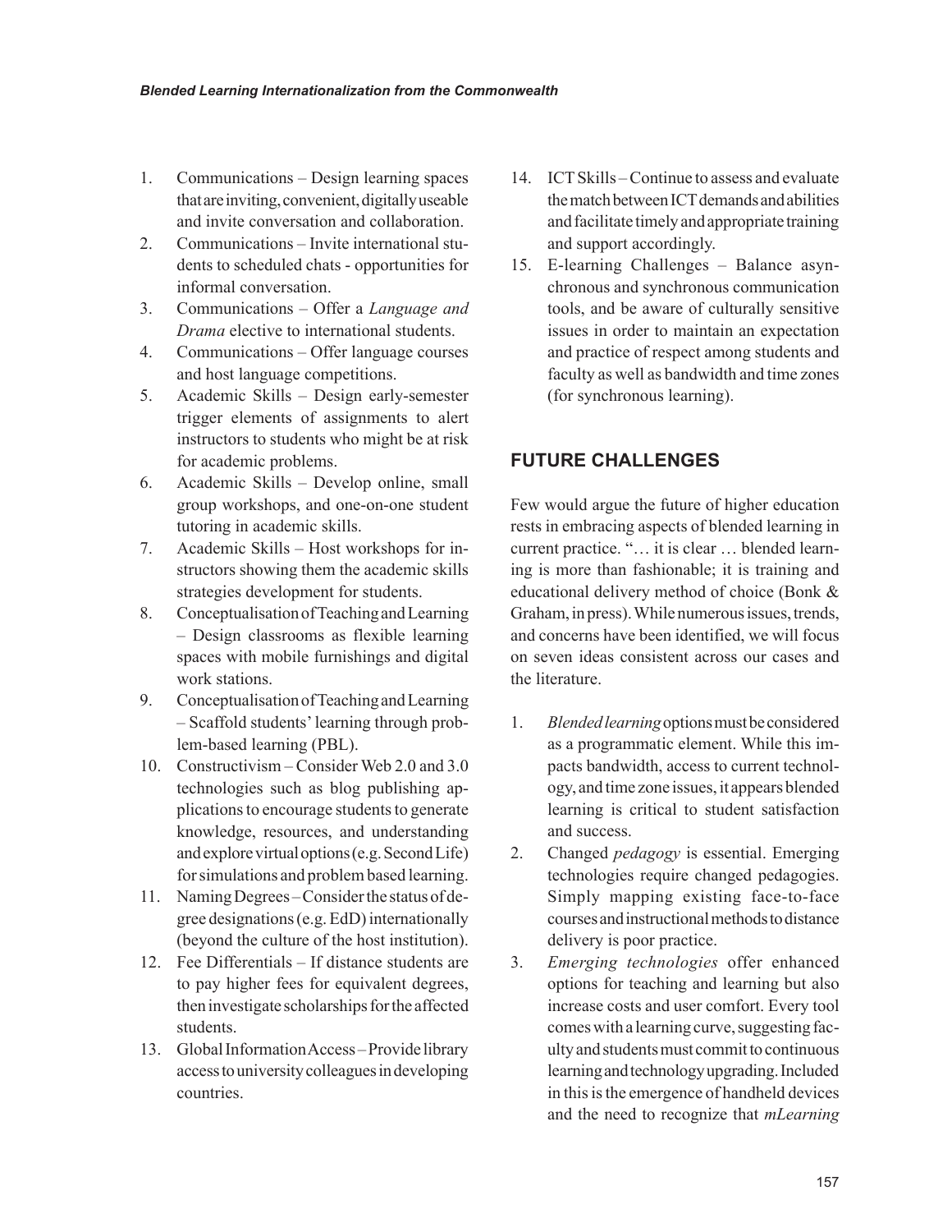1. Communications – Design learning spaces that are inviting, convenient, digitally useable and invite conversation and collaboration.
2. Communications – Invite international students to scheduled chats - opportunities for informal conversation.
3. Communications – Offer a *Language and Drama* elective to international students.
4. Communications – Offer language courses and host language competitions.
5. Academic Skills – Design early-semester trigger elements of assignments to alert instructors to students who might be at risk for academic problems.
6. Academic Skills – Develop online, small group workshops, and one-on-one student tutoring in academic skills.
7. Academic Skills – Host workshops for instructors showing them the academic skills strategies development for students.
8. Conceptualisation of Teaching and Learning – Design classrooms as flexible learning spaces with mobile furnishings and digital work stations.
9. Conceptualisation of Teaching and Learning – Scaffold students' learning through problem-based learning (PBL).
10. Constructivism – Consider Web 2.0 and 3.0 technologies such as blog publishing applications to encourage students to generate knowledge, resources, and understanding and explore virtual options (e.g. Second Life) for simulations and problem based learning.
11. Naming Degrees – Consider the status of degree designations (e.g. EdD) internationally (beyond the culture of the host institution).
12. Fee Differentials – If distance students are to pay higher fees for equivalent degrees, then investigate scholarships for the affected students.
13. Global Information Access – Provide library access to university colleagues in developing countries.
14. ICT Skills – Continue to assess and evaluate the match between ICT demands and abilities and facilitate timely and appropriate training and support accordingly.
15. E-learning Challenges – Balance asynchronous and synchronous communication tools, and be aware of culturally sensitive issues in order to maintain an expectation and practice of respect among students and faculty as well as bandwidth and time zones (for synchronous learning).

## FUTURE CHALLENGES

Few would argue the future of higher education rests in embracing aspects of blended learning in current practice. "… it is clear … blended learning is more than fashionable; it is training and educational delivery method of choice (Bonk & Graham, in press). While numerous issues, trends, and concerns have been identified, we will focus on seven ideas consistent across our cases and the literature.

1. *Blended learning* options must be considered as a programmatic element. While this impacts bandwidth, access to current technology, and time zone issues, it appears blended learning is critical to student satisfaction and success.
2. Changed *pedagogy* is essential. Emerging technologies require changed pedagogies. Simply mapping existing face-to-face courses and instructional methods to distance delivery is poor practice.
3. *Emerging technologies* offer enhanced options for teaching and learning but also increase costs and user comfort. Every tool comes with a learning curve, suggesting faculty and students must commit to continuous learning and technology upgrading. Included in this is the emergence of handheld devices and the need to recognize that *mLearning*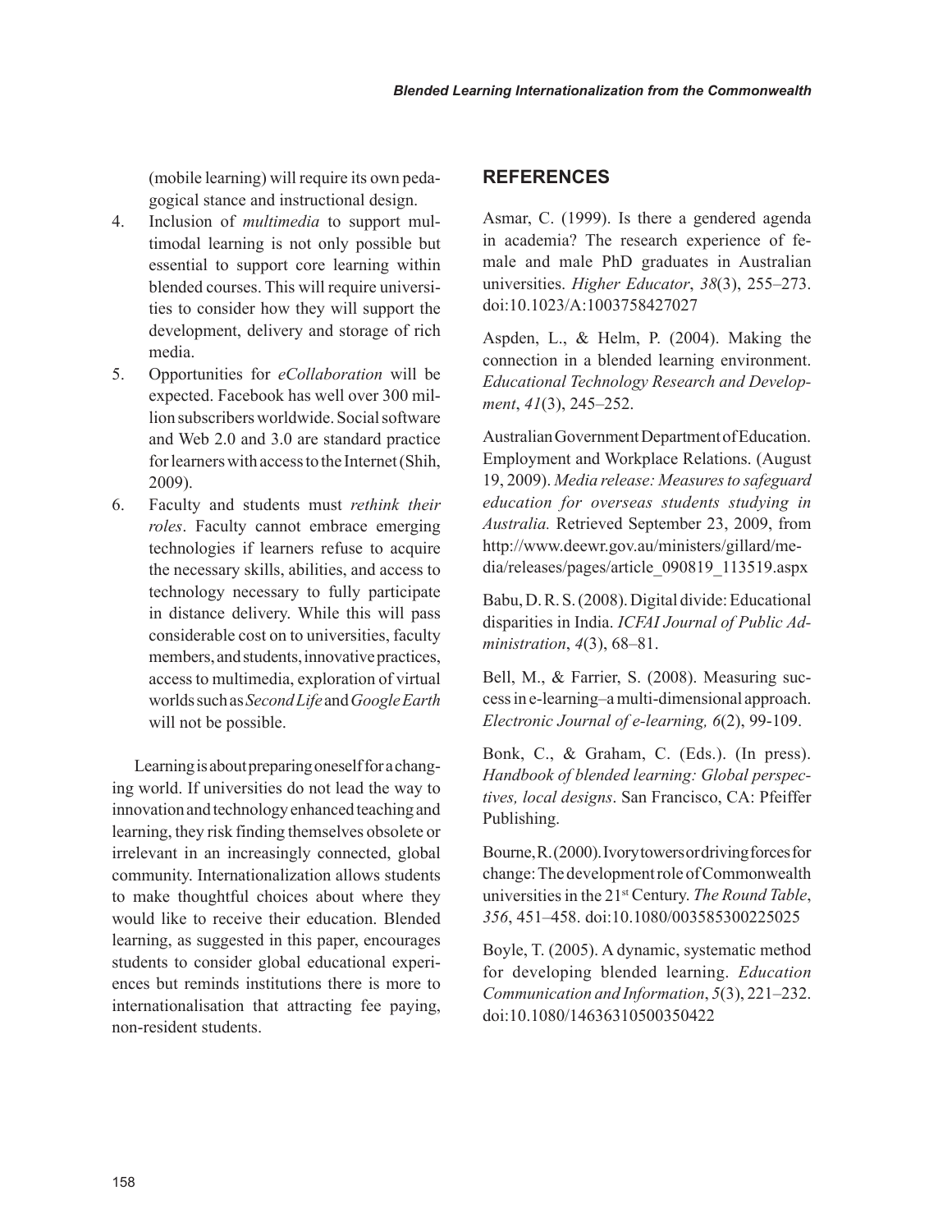(mobile learning) will require its own pedagogical stance and instructional design.

4. Inclusion of *multimedia* to support multimodal learning is not only possible but essential to support core learning within blended courses. This will require universities to consider how they will support the development, delivery and storage of rich media.
5. Opportunities for *eCollaboration* will be expected. Facebook has well over 300 million subscribers worldwide. Social software and Web 2.0 and 3.0 are standard practice for learners with access to the Internet (Shih, 2009).
6. Faculty and students must *rethink their roles*. Faculty cannot embrace emerging technologies if learners refuse to acquire the necessary skills, abilities, and access to technology necessary to fully participate in distance delivery. While this will pass considerable cost on to universities, faculty members, and students, innovative practices, access to multimedia, exploration of virtual worlds such as *Second Life* and *Google Earth* will not be possible.

Learning is about preparing oneself for a changing world. If universities do not lead the way to innovation and technology enhanced teaching and learning, they risk finding themselves obsolete or irrelevant in an increasingly connected, global community. Internationalization allows students to make thoughtful choices about where they would like to receive their education. Blended learning, as suggested in this paper, encourages students to consider global educational experiences but reminds institutions there is more to internationalisation that attracting fee paying, non-resident students.

## REFERENCES

Asmar, C. (1999). Is there a gendered agenda in academia? The research experience of female and male PhD graduates in Australian universities. *Higher Educator*, *38*(3), 255–273. doi:10.1023/A:1003758427027

Aspden, L., & Helm, P. (2004). Making the connection in a blended learning environment. *Educational Technology Research and Development*, *41*(3), 245–252.

Australian Government Department of Education. Employment and Workplace Relations. (August 19, 2009). *Media release: Measures to safeguard education for overseas students studying in Australia.* Retrieved September 23, 2009, from http://www.deewr.gov.au/ministers/gillard/media/releases/pages/article_090819_113519.aspx

Babu, D. R. S. (2008). Digital divide: Educational disparities in India. *ICFAI Journal of Public Administration*, *4*(3), 68–81.

Bell, M., & Farrier, S. (2008). Measuring success in e-learning–a multi-dimensional approach. *Electronic Journal of e-learning, 6*(2), 99-109.

Bonk, C., & Graham, C. (Eds.). (In press). *Handbook of blended learning: Global perspectives, local designs*. San Francisco, CA: Pfeiffer Publishing.

Bourne, R. (2000). Ivory towers or driving forces for change: The development role of Commonwealth universities in the 21st Century. *The Round Table*, *356*, 451–458. doi:10.1080/003585300225025

Boyle, T. (2005). A dynamic, systematic method for developing blended learning. *Education Communication and Information*, *5*(3), 221–232. doi:10.1080/14636310500350422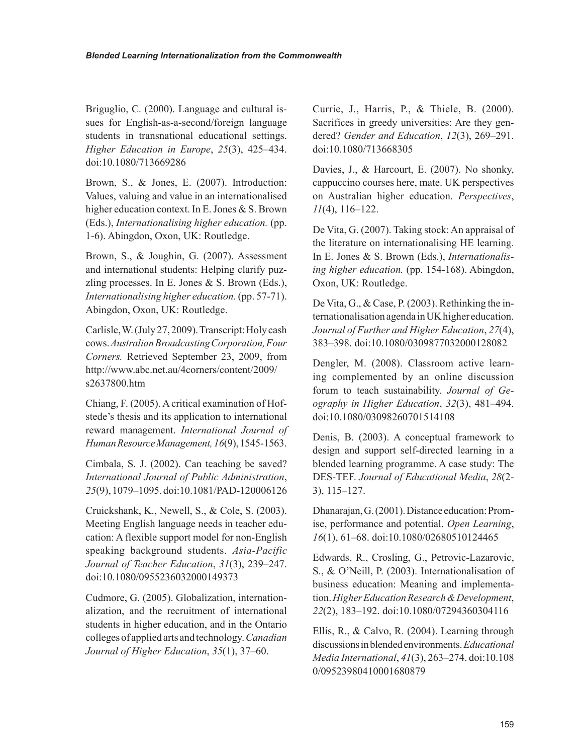Briguglio, C. (2000). Language and cultural issues for English-as-a-second/foreign language students in transnational educational settings. *Higher Education in Europe*, *25*(3), 425–434. doi:10.1080/713669286

Brown, S., & Jones, E. (2007). Introduction: Values, valuing and value in an internationalised higher education context. In E. Jones & S. Brown (Eds.), *Internationalising higher education.* (pp. 1-6). Abingdon, Oxon, UK: Routledge.

Brown, S., & Joughin, G. (2007). Assessment and international students: Helping clarify puzzling processes. In E. Jones & S. Brown (Eds.), *Internationalising higher education.* (pp. 57-71). Abingdon, Oxon, UK: Routledge.

Carlisle, W. (July 27, 2009). Transcript: Holy cash cows. *Australian Broadcasting Corporation, Four Corners.* Retrieved September 23, 2009, from http://www.abc.net.au/4corners/content/2009/s2637800.htm

Chiang, F. (2005). A critical examination of Hofstede's thesis and its application to international reward management. *International Journal of Human Resource Management, 16*(9), 1545-1563.

Cimbala, S. J. (2002). Can teaching be saved? *International Journal of Public Administration*, *25*(9), 1079–1095. doi:10.1081/PAD-120006126

Cruickshank, K., Newell, S., & Cole, S. (2003). Meeting English language needs in teacher education: A flexible support model for non-English speaking background students. *Asia-Pacific Journal of Teacher Education*, *31*(3), 239–247. doi:10.1080/0955236032000149373

Cudmore, G. (2005). Globalization, internationalization, and the recruitment of international students in higher education, and in the Ontario colleges of applied arts and technology. *Canadian Journal of Higher Education*, *35*(1), 37–60.

Currie, J., Harris, P., & Thiele, B. (2000). Sacrifices in greedy universities: Are they gendered? *Gender and Education*, *12*(3), 269–291. doi:10.1080/713668305

Davies, J., & Harcourt, E. (2007). No shonky, cappuccino courses here, mate. UK perspectives on Australian higher education. *Perspectives*, *11*(4), 116–122.

De Vita, G. (2007). Taking stock: An appraisal of the literature on internationalising HE learning. In E. Jones & S. Brown (Eds.), *Internationalising higher education.* (pp. 154-168). Abingdon, Oxon, UK: Routledge.

De Vita, G., & Case, P. (2003). Rethinking the internationalisation agenda in UK higher education. *Journal of Further and Higher Education*, *27*(4), 383–398. doi:10.1080/0309877032000128082

Dengler, M. (2008). Classroom active learning complemented by an online discussion forum to teach sustainability. *Journal of Geography in Higher Education*, *32*(3), 481–494. doi:10.1080/03098260701514108

Denis, B. (2003). A conceptual framework to design and support self-directed learning in a blended learning programme. A case study: The DES-TEF. *Journal of Educational Media*, *28*(2-3), 115–127.

Dhanarajan, G. (2001). Distance education: Promise, performance and potential. *Open Learning*, *16*(1), 61–68. doi:10.1080/02680510124465

Edwards, R., Crosling, G., Petrovic-Lazarovic, S., & O'Neill, P. (2003). Internationalisation of business education: Meaning and implementation. *Higher Education Research & Development*, *22*(2), 183–192. doi:10.1080/07294360304116

Ellis, R., & Calvo, R. (2004). Learning through discussions in blended environments. *Educational Media International*, *41*(3), 263–274. doi:10.1080/09523980410001680879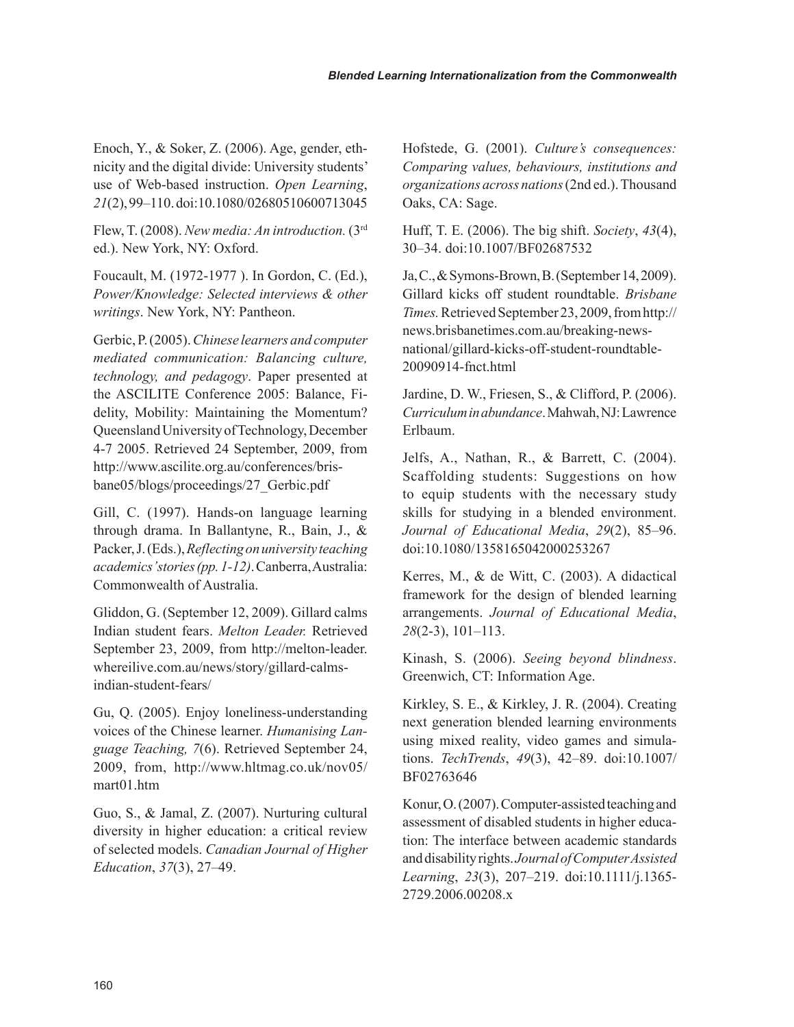Enoch, Y., & Soker, Z. (2006). Age, gender, ethnicity and the digital divide: University students' use of Web-based instruction. *Open Learning*, *21*(2), 99–110. doi:10.1080/02680510600713045

Flew, T. (2008). *New media: An introduction.* (3rd ed.). New York, NY: Oxford.

Foucault, M. (1972-1977 ). In Gordon, C. (Ed.), *Power/Knowledge: Selected interviews & other writings*. New York, NY: Pantheon.

Gerbic, P. (2005). *Chinese learners and computer mediated communication: Balancing culture, technology, and pedagogy*. Paper presented at the ASCILITE Conference 2005: Balance, Fidelity, Mobility: Maintaining the Momentum? Queensland University of Technology, December 4-7 2005. Retrieved 24 September, 2009, from http://www.ascilite.org.au/conferences/brisbane05/blogs/proceedings/27_Gerbic.pdf

Gill, C. (1997). Hands-on language learning through drama. In Ballantyne, R., Bain, J., & Packer, J. (Eds.), *Reflecting on university teaching academics' stories (pp. 1-12)*. Canberra, Australia: Commonwealth of Australia.

Gliddon, G. (September 12, 2009). Gillard calms Indian student fears. *Melton Leader.* Retrieved September 23, 2009, from http://melton-leader.whereilive.com.au/news/story/gillard-calms-indian-student-fears/

Gu, Q. (2005). Enjoy loneliness-understanding voices of the Chinese learner. *Humanising Language Teaching, 7*(6). Retrieved September 24, 2009, from, http://www.hltmag.co.uk/nov05/mart01.htm

Guo, S., & Jamal, Z. (2007). Nurturing cultural diversity in higher education: a critical review of selected models. *Canadian Journal of Higher Education*, *37*(3), 27–49.

Hofstede, G. (2001). *Culture's consequences: Comparing values, behaviours, institutions and organizations across nations* (2nd ed.). Thousand Oaks, CA: Sage.

Huff, T. E. (2006). The big shift. *Society*, *43*(4), 30–34. doi:10.1007/BF02687532

Ja, C., & Symons-Brown, B. (September 14, 2009). Gillard kicks off student roundtable. *Brisbane Times.* Retrieved September 23, 2009, from http://news.brisbanetimes.com.au/breaking-news-national/gillard-kicks-off-student-roundtable-20090914-fnct.html

Jardine, D. W., Friesen, S., & Clifford, P. (2006). *Curriculum in abundance*. Mahwah, NJ: Lawrence Erlbaum.

Jelfs, A., Nathan, R., & Barrett, C. (2004). Scaffolding students: Suggestions on how to equip students with the necessary study skills for studying in a blended environment. *Journal of Educational Media*, *29*(2), 85–96. doi:10.1080/1358165042000253267

Kerres, M., & de Witt, C. (2003). A didactical framework for the design of blended learning arrangements. *Journal of Educational Media*, *28*(2-3), 101–113.

Kinash, S. (2006). *Seeing beyond blindness*. Greenwich, CT: Information Age.

Kirkley, S. E., & Kirkley, J. R. (2004). Creating next generation blended learning environments using mixed reality, video games and simulations. *TechTrends*, *49*(3), 42–89. doi:10.1007/BF02763646

Konur, O. (2007). Computer-assisted teaching and assessment of disabled students in higher education: The interface between academic standards and disability rights. *Journal of Computer Assisted Learning*, *23*(3), 207–219. doi:10.1111/j.1365-2729.2006.00208.x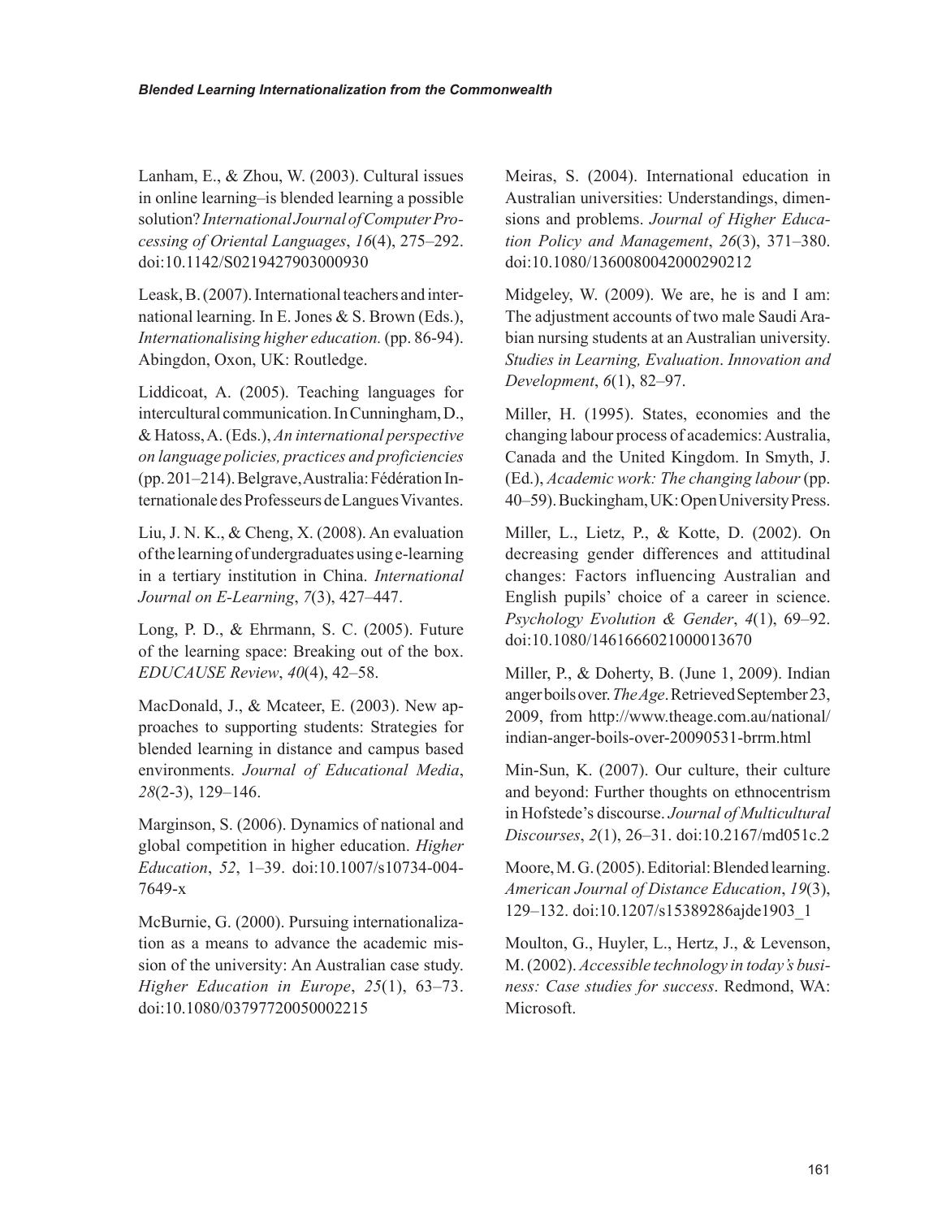Lanham, E., & Zhou, W. (2003). Cultural issues in online learning–is blended learning a possible solution? *International Journal of Computer Processing of Oriental Languages*, *16*(4), 275–292. doi:10.1142/S0219427903000930

Leask, B. (2007). International teachers and international learning. In E. Jones & S. Brown (Eds.), *Internationalising higher education.* (pp. 86-94). Abingdon, Oxon, UK: Routledge.

Liddicoat, A. (2005). Teaching languages for intercultural communication. In Cunningham, D., & Hatoss, A. (Eds.), *An international perspective on language policies, practices and proficiencies* (pp. 201–214). Belgrave, Australia: Fédération Internationale des Professeurs de Langues Vivantes.

Liu, J. N. K., & Cheng, X. (2008). An evaluation of the learning of undergraduates using e-learning in a tertiary institution in China. *International Journal on E-Learning*, *7*(3), 427–447.

Long, P. D., & Ehrmann, S. C. (2005). Future of the learning space: Breaking out of the box. *EDUCAUSE Review*, *40*(4), 42–58.

MacDonald, J., & Mcateer, E. (2003). New approaches to supporting students: Strategies for blended learning in distance and campus based environments. *Journal of Educational Media*, *28*(2-3), 129–146.

Marginson, S. (2006). Dynamics of national and global competition in higher education. *Higher Education*, *52*, 1–39. doi:10.1007/s10734-004-7649-x

McBurnie, G. (2000). Pursuing internationalization as a means to advance the academic mission of the university: An Australian case study. *Higher Education in Europe*, *25*(1), 63–73. doi:10.1080/03797720050002215

Meiras, S. (2004). International education in Australian universities: Understandings, dimensions and problems. *Journal of Higher Education Policy and Management*, *26*(3), 371–380. doi:10.1080/1360080042000290212

Midgeley, W. (2009). We are, he is and I am: The adjustment accounts of two male Saudi Arabian nursing students at an Australian university. *Studies in Learning, Evaluation*. *Innovation and Development*, *6*(1), 82–97.

Miller, H. (1995). States, economies and the changing labour process of academics: Australia, Canada and the United Kingdom. In Smyth, J. (Ed.), *Academic work: The changing labour* (pp. 40–59). Buckingham, UK: Open University Press.

Miller, L., Lietz, P., & Kotte, D. (2002). On decreasing gender differences and attitudinal changes: Factors influencing Australian and English pupils' choice of a career in science. *Psychology Evolution & Gender*, *4*(1), 69–92. doi:10.1080/1461666021000013670

Miller, P., & Doherty, B. (June 1, 2009). Indian anger boils over. *The Age*. Retrieved September 23, 2009, from http://www.theage.com.au/national/indian-anger-boils-over-20090531-brrm.html

Min-Sun, K. (2007). Our culture, their culture and beyond: Further thoughts on ethnocentrism in Hofstede's discourse. *Journal of Multicultural Discourses*, *2*(1), 26–31. doi:10.2167/md051c.2

Moore, M. G. (2005). Editorial: Blended learning. *American Journal of Distance Education*, *19*(3), 129–132. doi:10.1207/s15389286ajde1903_1

Moulton, G., Huyler, L., Hertz, J., & Levenson, M. (2002). *Accessible technology in today's business: Case studies for success*. Redmond, WA: Microsoft.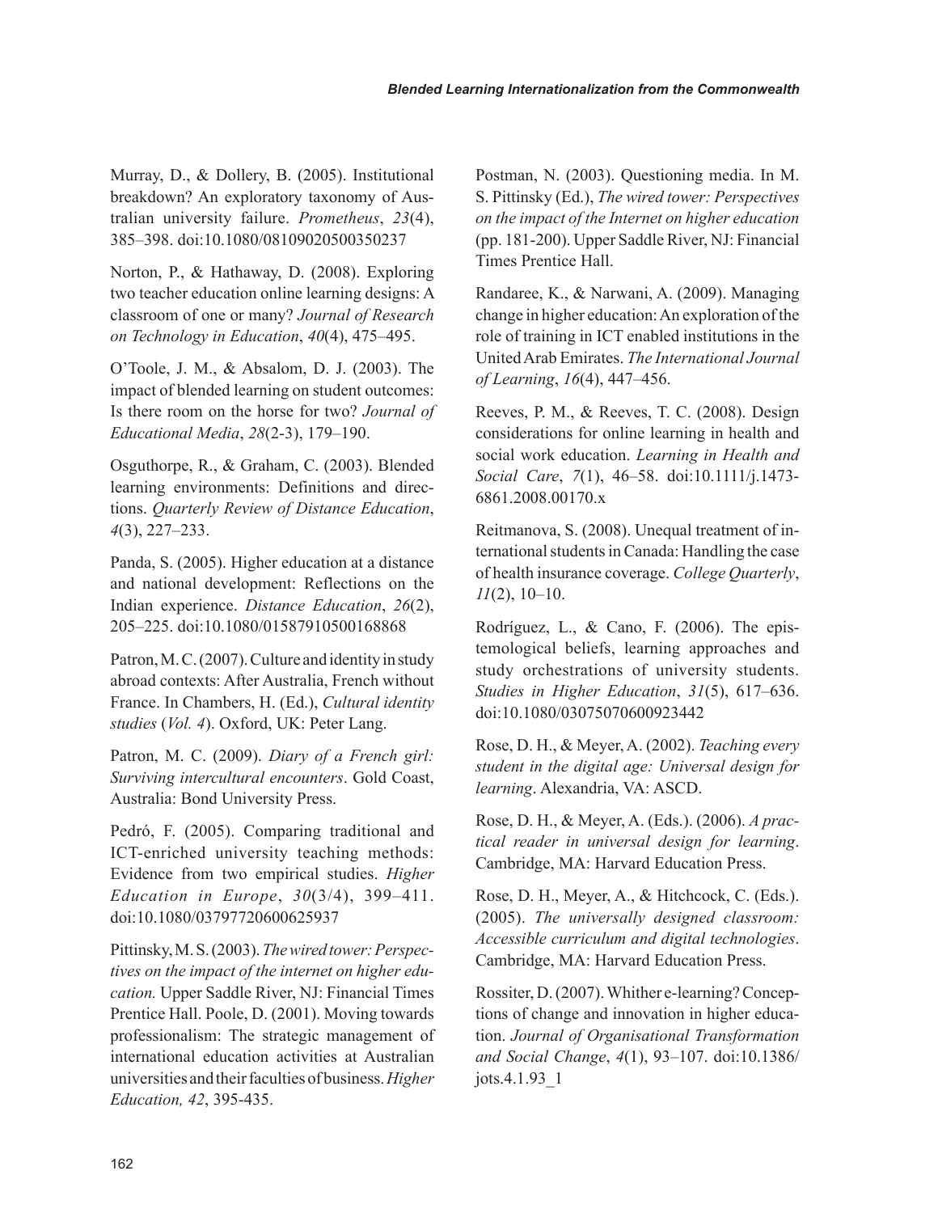Murray, D., & Dollery, B. (2005). Institutional breakdown? An exploratory taxonomy of Australian university failure. *Prometheus*, *23*(4), 385–398. doi:10.1080/08109020500350237

Norton, P., & Hathaway, D. (2008). Exploring two teacher education online learning designs: A classroom of one or many? *Journal of Research on Technology in Education*, *40*(4), 475–495.

O'Toole, J. M., & Absalom, D. J. (2003). The impact of blended learning on student outcomes: Is there room on the horse for two? *Journal of Educational Media*, *28*(2-3), 179–190.

Osguthorpe, R., & Graham, C. (2003). Blended learning environments: Definitions and directions. *Quarterly Review of Distance Education*, *4*(3), 227–233.

Panda, S. (2005). Higher education at a distance and national development: Reflections on the Indian experience. *Distance Education*, *26*(2), 205–225. doi:10.1080/01587910500168868

Patron, M. C. (2007). Culture and identity in study abroad contexts: After Australia, French without France. In Chambers, H. (Ed.), *Cultural identity studies* (*Vol. 4*). Oxford, UK: Peter Lang.

Patron, M. C. (2009). *Diary of a French girl: Surviving intercultural encounters*. Gold Coast, Australia: Bond University Press.

Pedró, F. (2005). Comparing traditional and ICT-enriched university teaching methods: Evidence from two empirical studies. *Higher Education in Europe*, *30*(3/4), 399–411. doi:10.1080/03797720600625937

Pittinsky, M. S. (2003). *The wired tower: Perspectives on the impact of the internet on higher education.* Upper Saddle River, NJ: Financial Times Prentice Hall. Poole, D. (2001). Moving towards professionalism: The strategic management of international education activities at Australian universities and their faculties of business. *Higher Education, 42*, 395-435.

Postman, N. (2003). Questioning media. In M. S. Pittinsky (Ed.), *The wired tower: Perspectives on the impact of the Internet on higher education* (pp. 181-200). Upper Saddle River, NJ: Financial Times Prentice Hall.

Randaree, K., & Narwani, A. (2009). Managing change in higher education: An exploration of the role of training in ICT enabled institutions in the United Arab Emirates. *The International Journal of Learning*, *16*(4), 447–456.

Reeves, P. M., & Reeves, T. C. (2008). Design considerations for online learning in health and social work education. *Learning in Health and Social Care*, *7*(1), 46–58. doi:10.1111/j.1473-6861.2008.00170.x

Reitmanova, S. (2008). Unequal treatment of international students in Canada: Handling the case of health insurance coverage. *College Quarterly*, *11*(2), 10–10.

Rodríguez, L., & Cano, F. (2006). The epistemological beliefs, learning approaches and study orchestrations of university students. *Studies in Higher Education*, *31*(5), 617–636. doi:10.1080/03075070600923442

Rose, D. H., & Meyer, A. (2002). *Teaching every student in the digital age: Universal design for learning*. Alexandria, VA: ASCD.

Rose, D. H., & Meyer, A. (Eds.). (2006). *A practical reader in universal design for learning*. Cambridge, MA: Harvard Education Press.

Rose, D. H., Meyer, A., & Hitchcock, C. (Eds.). (2005). *The universally designed classroom: Accessible curriculum and digital technologies*. Cambridge, MA: Harvard Education Press.

Rossiter, D. (2007). Whither e-learning? Conceptions of change and innovation in higher education. *Journal of Organisational Transformation and Social Change*, *4*(1), 93–107. doi:10.1386/jots.4.1.93_1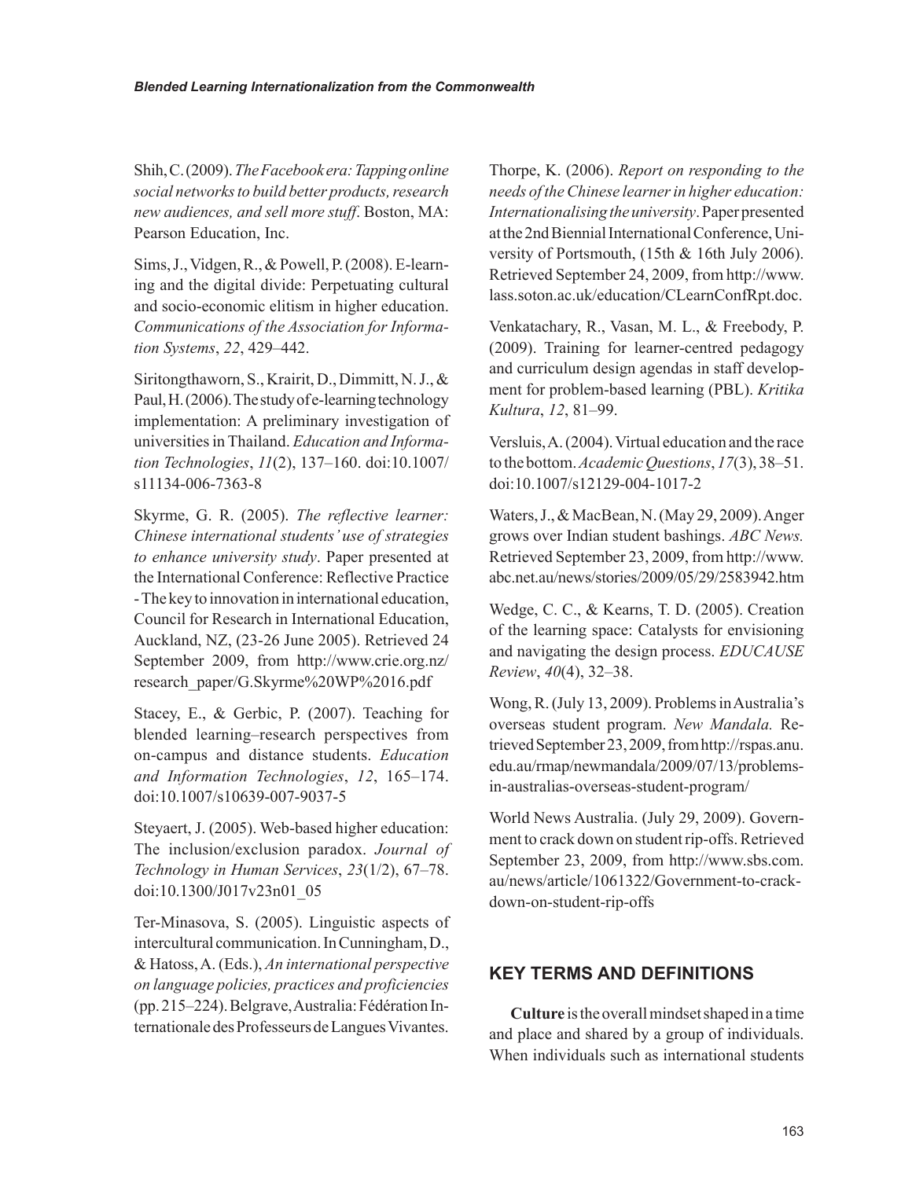Shih, C. (2009). *The Facebook era: Tapping online social networks to build better products, research new audiences, and sell more stuff*. Boston, MA: Pearson Education, Inc.

Sims, J., Vidgen, R., & Powell, P. (2008). E-learning and the digital divide: Perpetuating cultural and socio-economic elitism in higher education. *Communications of the Association for Information Systems*, *22*, 429–442.

Siritongthaworn, S., Krairit, D., Dimmitt, N. J., & Paul, H. (2006). The study of e-learning technology implementation: A preliminary investigation of universities in Thailand. *Education and Information Technologies*, *11*(2), 137–160. doi:10.1007/s11134-006-7363-8

Skyrme, G. R. (2005). *The reflective learner: Chinese international students' use of strategies to enhance university study*. Paper presented at the International Conference: Reflective Practice - The key to innovation in international education, Council for Research in International Education, Auckland, NZ, (23-26 June 2005). Retrieved 24 September 2009, from http://www.crie.org.nz/research_paper/G.Skyrme%20WP%2016.pdf

Stacey, E., & Gerbic, P. (2007). Teaching for blended learning–research perspectives from on-campus and distance students. *Education and Information Technologies*, *12*, 165–174. doi:10.1007/s10639-007-9037-5

Steyaert, J. (2005). Web-based higher education: The inclusion/exclusion paradox. *Journal of Technology in Human Services*, *23*(1/2), 67–78. doi:10.1300/J017v23n01_05

Ter-Minasova, S. (2005). Linguistic aspects of intercultural communication. In Cunningham, D., & Hatoss, A. (Eds.), *An international perspective on language policies, practices and proficiencies* (pp. 215–224). Belgrave, Australia: Fédération Internationale des Professeurs de Langues Vivantes.

Thorpe, K. (2006). *Report on responding to the needs of the Chinese learner in higher education: Internationalising the university*. Paper presented at the 2nd Biennial International Conference, University of Portsmouth, (15th & 16th July 2006). Retrieved September 24, 2009, from http://www.lass.soton.ac.uk/education/CLearnConfRpt.doc.

Venkatachary, R., Vasan, M. L., & Freebody, P. (2009). Training for learner-centred pedagogy and curriculum design agendas in staff development for problem-based learning (PBL). *Kritika Kultura*, *12*, 81–99.

Versluis, A. (2004). Virtual education and the race to the bottom. *Academic Questions*, *17*(3), 38–51. doi:10.1007/s12129-004-1017-2

Waters, J., & MacBean, N. (May 29, 2009). Anger grows over Indian student bashings. *ABC News.* Retrieved September 23, 2009, from http://www.abc.net.au/news/stories/2009/05/29/2583942.htm

Wedge, C. C., & Kearns, T. D. (2005). Creation of the learning space: Catalysts for envisioning and navigating the design process. *EDUCAUSE Review*, *40*(4), 32–38.

Wong, R. (July 13, 2009). Problems in Australia's overseas student program. *New Mandala.* Retrieved September 23, 2009, from http://rspas.anu.edu.au/rmap/newmandala/2009/07/13/problems-in-australias-overseas-student-program/

World News Australia. (July 29, 2009). Government to crack down on student rip-offs. Retrieved September 23, 2009, from http://www.sbs.com.au/news/article/1061322/Government-to-crack-down-on-student-rip-offs

## KEY TERMS AND DEFINITIONS

**Culture** is the overall mindset shaped in a time and place and shared by a group of individuals. When individuals such as international students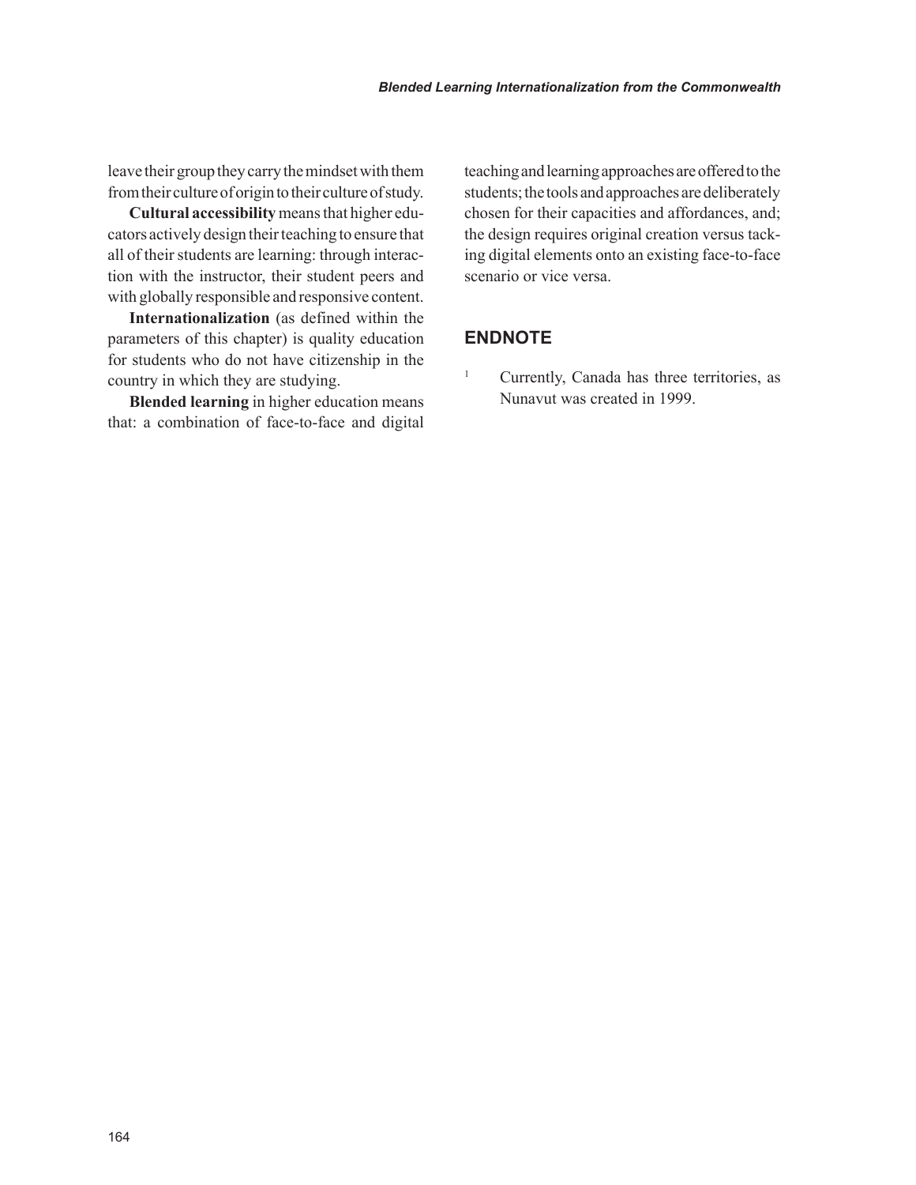leave their group they carry the mindset with them from their culture of origin to their culture of study.

**Cultural accessibility** means that higher educators actively design their teaching to ensure that all of their students are learning: through interaction with the instructor, their student peers and with globally responsible and responsive content.

**Internationalization** (as defined within the parameters of this chapter) is quality education for students who do not have citizenship in the country in which they are studying.

**Blended learning** in higher education means that: a combination of face-to-face and digital teaching and learning approaches are offered to the students; the tools and approaches are deliberately chosen for their capacities and affordances, and; the design requires original creation versus tacking digital elements onto an existing face-to-face scenario or vice versa.

## ENDNOTE

[1] Currently, Canada has three territories, as Nunavut was created in 1999.